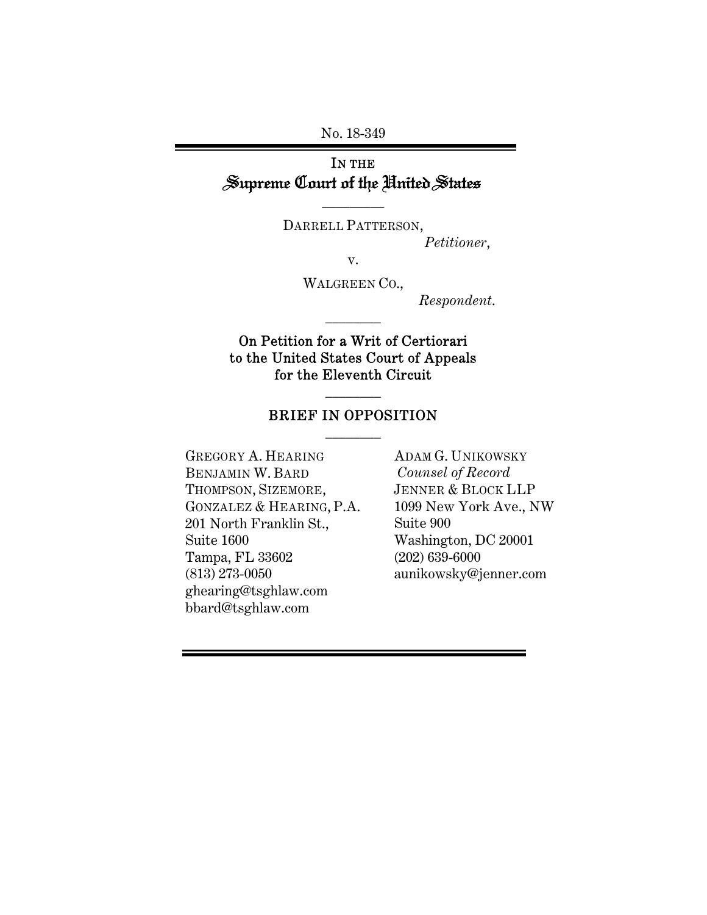No. 18-349

# IN THE Supreme Court of the United States

---

DARRELL PATTERSON,

*Petitioner*,

v.

WALGREEN CO.,

*Respondent.*

---

## On Petition for a Writ of Certiorari to the United States Court of Appeals for the Eleventh Circuit

---

## BRIEF IN OPPOSITION

---

GREGORY A. HEARING
BENJAMIN W. BARD
THOMPSON, SIZEMORE, GONZALEZ & HEARING, P.A.
201 North Franklin St., Suite 1600
Tampa, FL 33602
(813) 273-0050
ghearing@tsghlaw.com
bbard@tsghlaw.com

ADAM G. UNIKOWSKY
*Counsel of Record*
JENNER & BLOCK LLP
1099 New York Ave., NW
Suite 900
Washington, DC 20001
(202) 639-6000
aunikowsky@jenner.com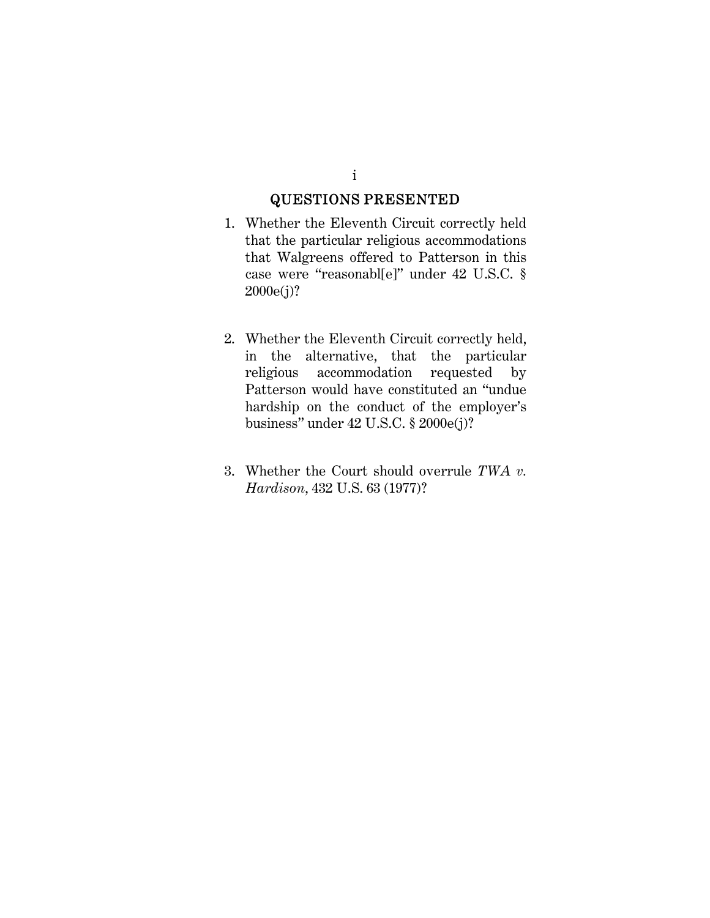# QUESTIONS PRESENTED

1. Whether the Eleventh Circuit correctly held that the particular religious accommodations that Walgreens offered to Patterson in this case were "reasonabl[e]" under 42 U.S.C. § 2000e(j)?

2. Whether the Eleventh Circuit correctly held, in the alternative, that the particular religious accommodation requested by Patterson would have constituted an "undue hardship on the conduct of the employer's business" under 42 U.S.C. § 2000e(j)?

3. Whether the Court should overrule *TWA v. Hardison*, 432 U.S. 63 (1977)?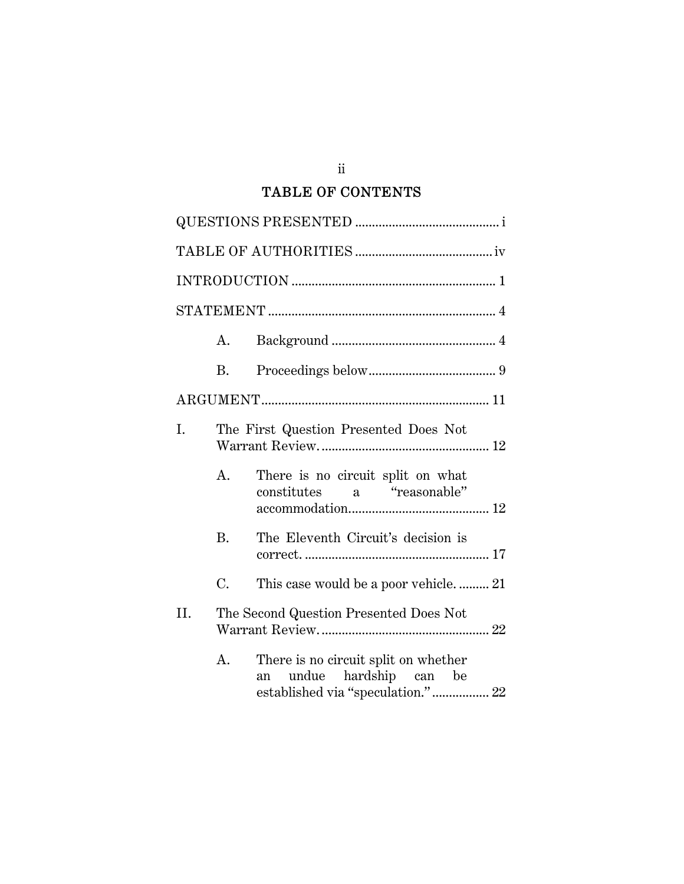## TABLE OF CONTENTS

QUESTIONS PRESENTED .......................................... i

TABLE OF AUTHORITIES ........................................ iv

INTRODUCTION ............................................................ 1

STATEMENT .................................................................... 4

- A. Background ................................................ 4
- B. Proceedings below...................................... 9

ARGUMENT.................................................................... 11

I. The First Question Presented Does Not Warrant Review. .................................................. 12

- A. There is no circuit split on what constitutes a "reasonable" accommodation.......................................... 12
- B. The Eleventh Circuit's decision is correct. ...................................................... 17
- C. This case would be a poor vehicle. ......... 21

II. The Second Question Presented Does Not Warrant Review. .................................................. 22

- A. There is no circuit split on whether an undue hardship can be established via "speculation." ................. 22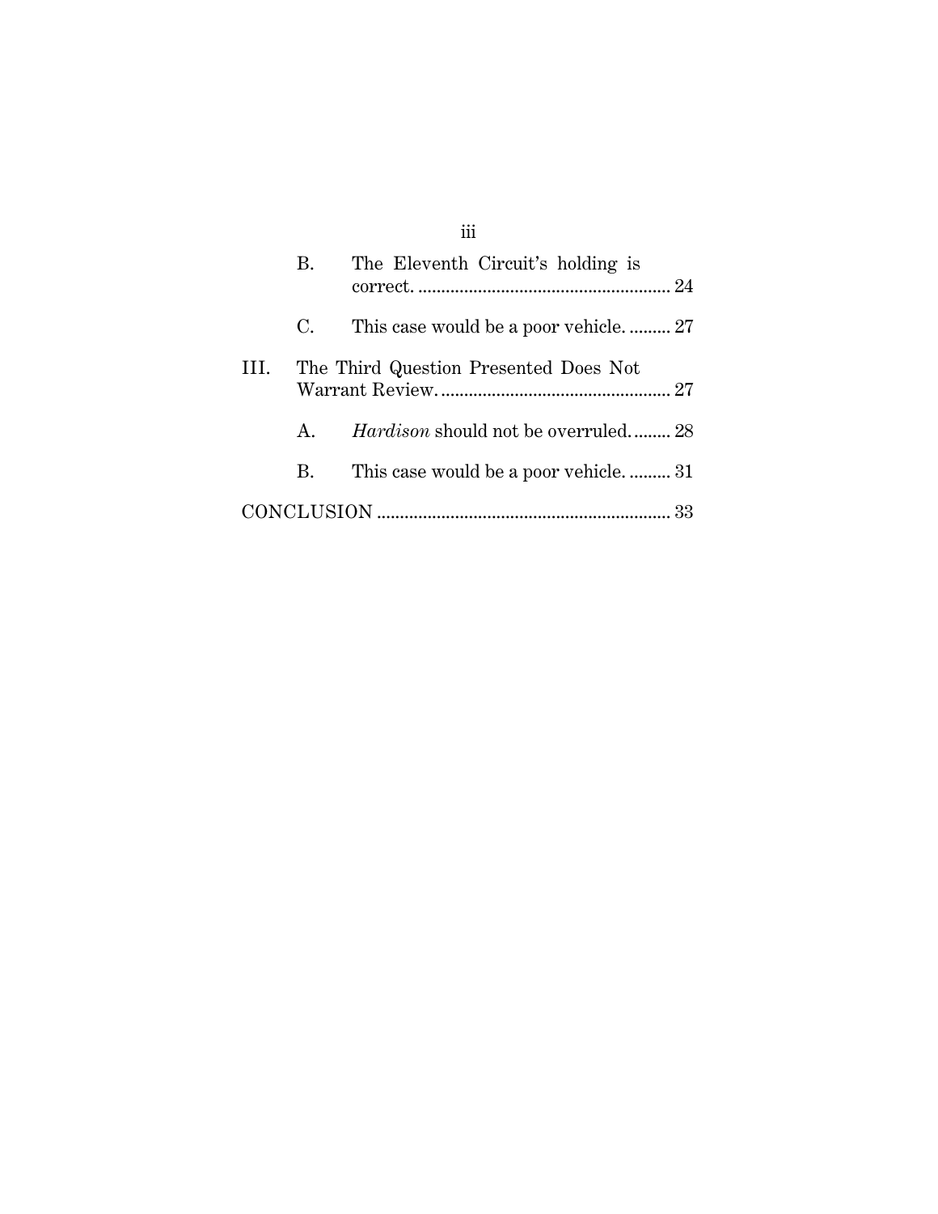B. The Eleventh Circuit's holding is correct. ........................................................ 24

C. This case would be a poor vehicle. ......... 27

III. The Third Question Presented Does Not Warrant Review. ................................................. 27

A. *Hardison* should not be overruled. ........ 28

B. This case would be a poor vehicle. ......... 31

CONCLUSION ................................................................ 33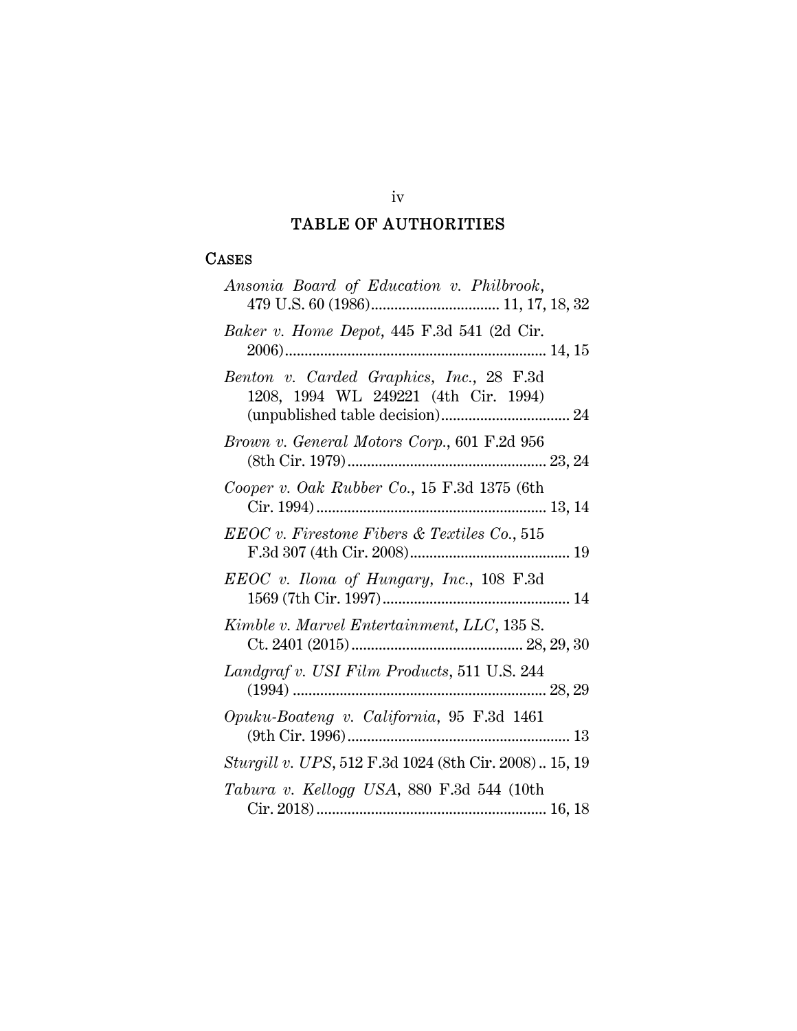# TABLE OF AUTHORITIES

## Cases

*Ansonia Board of Education v. Philbrook*, 479 U.S. 60 (1986)................................ 11, 17, 18, 32

*Baker v. Home Depot*, 445 F.3d 541 (2d Cir. 2006)................................................................... 14, 15

*Benton v. Carded Graphics, Inc.*, 28 F.3d 1208, 1994 WL 249221 (4th Cir. 1994) (unpublished table decision)................................ 24

*Brown v. General Motors Corp.*, 601 F.2d 956 (8th Cir. 1979).................................................. 23, 24

*Cooper v. Oak Rubber Co.*, 15 F.3d 1375 (6th Cir. 1994).......................................................... 13, 14

*EEOC v. Firestone Fibers & Textiles Co.*, 515 F.3d 307 (4th Cir. 2008)......................................... 19

*EEOC v. Ilona of Hungary, Inc.*, 108 F.3d 1569 (7th Cir. 1997)................................................ 14

*Kimble v. Marvel Entertainment, LLC*, 135 S. Ct. 2401 (2015)........................................... 28, 29, 30

*Landgraf v. USI Film Products*, 511 U.S. 244 (1994) ................................................................ 28, 29

*Opuku-Boateng v. California*, 95 F.3d 1461 (9th Cir. 1996)......................................................... 13

*Sturgill v. UPS*, 512 F.3d 1024 (8th Cir. 2008) .. 15, 19

*Tabura v. Kellogg USA*, 880 F.3d 544 (10th Cir. 2018).......................................................... 16, 18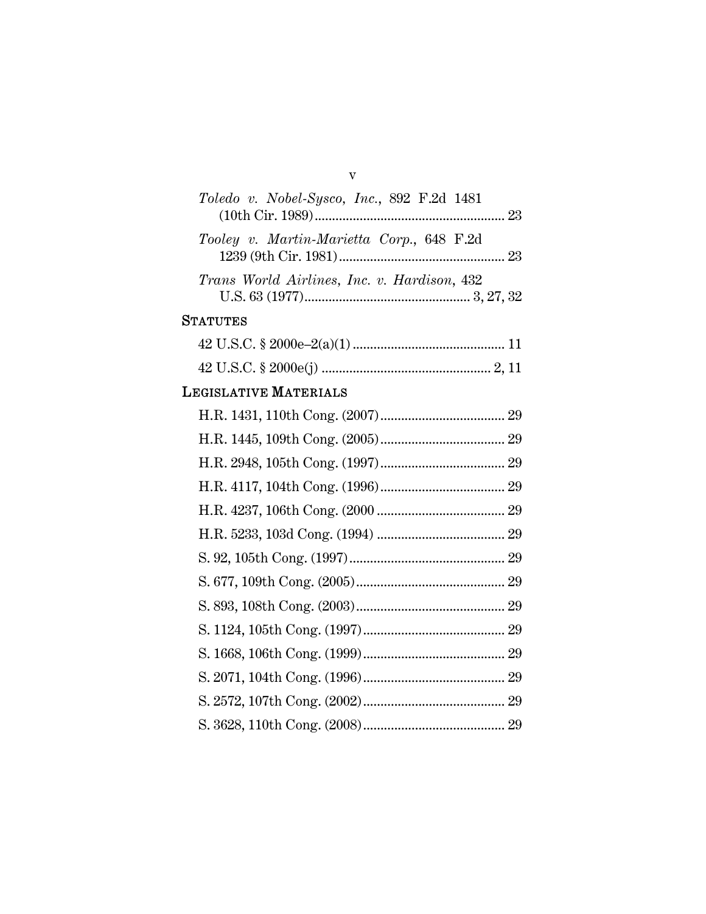*Toledo v. Nobel-Sysco, Inc.*, 892 F.2d 1481 (10th Cir. 1989) .......... 23

*Tooley v. Martin-Marietta Corp.*, 648 F.2d 1239 (9th Cir. 1981) .......... 23

*Trans World Airlines, Inc. v. Hardison*, 432 U.S. 63 (1977) .......... 3, 27, 32

## STATUTES

42 U.S.C. § 2000e–2(a)(1) .......... 11

42 U.S.C. § 2000e(j) .......... 2, 11

## LEGISLATIVE MATERIALS

H.R. 1431, 110th Cong. (2007) .......... 29

H.R. 1445, 109th Cong. (2005) .......... 29

H.R. 2948, 105th Cong. (1997) .......... 29

H.R. 4117, 104th Cong. (1996) .......... 29

H.R. 4237, 106th Cong. (2000 .......... 29

H.R. 5233, 103d Cong. (1994) .......... 29

S. 92, 105th Cong. (1997) .......... 29

S. 677, 109th Cong. (2005) .......... 29

S. 893, 108th Cong. (2003) .......... 29

S. 1124, 105th Cong. (1997) .......... 29

S. 1668, 106th Cong. (1999) .......... 29

S. 2071, 104th Cong. (1996) .......... 29

S. 2572, 107th Cong. (2002) .......... 29

S. 3628, 110th Cong. (2008) .......... 29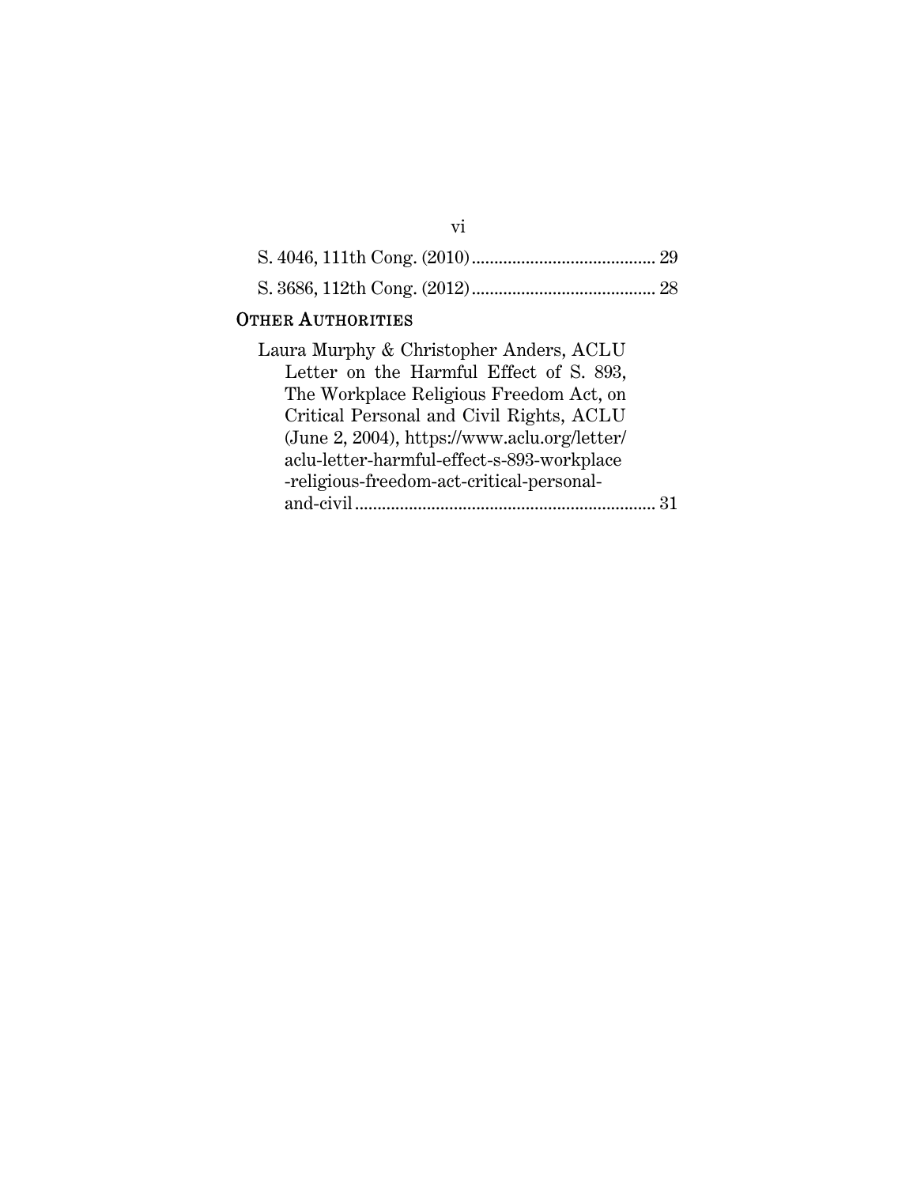S. 4046, 111th Cong. (2010) .......................................... 29

S. 3686, 112th Cong. (2012) .......................................... 28

## Other Authorities

Laura Murphy & Christopher Anders, ACLU Letter on the Harmful Effect of S. 893, The Workplace Religious Freedom Act, on Critical Personal and Civil Rights, ACLU (June 2, 2004), https://www.aclu.org/letter/aclu-letter-harmful-effect-s-893-workplace-religious-freedom-act-critical-personal-and-civil ................................................................... 31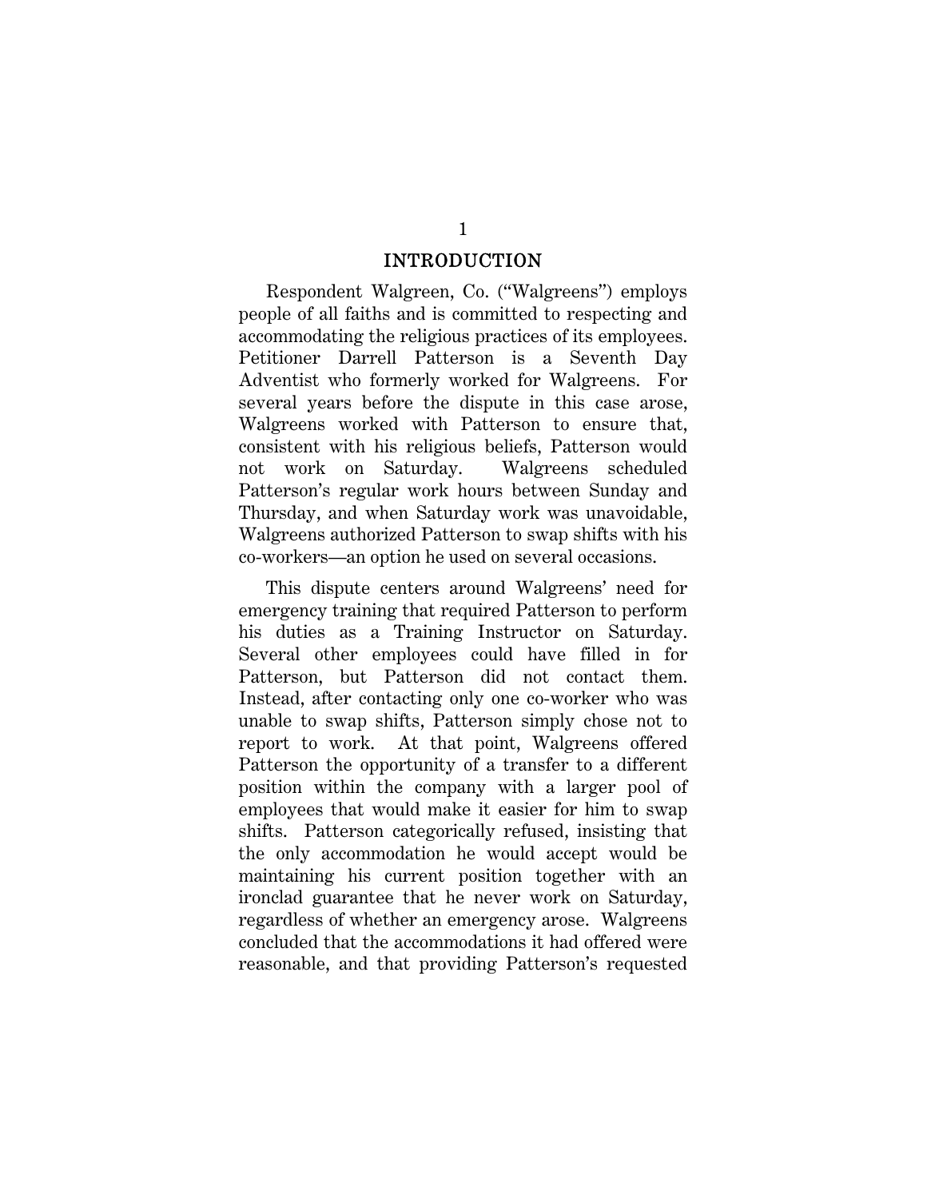# INTRODUCTION

Respondent Walgreen, Co. ("Walgreens") employs people of all faiths and is committed to respecting and accommodating the religious practices of its employees. Petitioner Darrell Patterson is a Seventh Day Adventist who formerly worked for Walgreens. For several years before the dispute in this case arose, Walgreens worked with Patterson to ensure that, consistent with his religious beliefs, Patterson would not work on Saturday. Walgreens scheduled Patterson's regular work hours between Sunday and Thursday, and when Saturday work was unavoidable, Walgreens authorized Patterson to swap shifts with his co-workers—an option he used on several occasions.

This dispute centers around Walgreens' need for emergency training that required Patterson to perform his duties as a Training Instructor on Saturday. Several other employees could have filled in for Patterson, but Patterson did not contact them. Instead, after contacting only one co-worker who was unable to swap shifts, Patterson simply chose not to report to work. At that point, Walgreens offered Patterson the opportunity of a transfer to a different position within the company with a larger pool of employees that would make it easier for him to swap shifts. Patterson categorically refused, insisting that the only accommodation he would accept would be maintaining his current position together with an ironclad guarantee that he never work on Saturday, regardless of whether an emergency arose. Walgreens concluded that the accommodations it had offered were reasonable, and that providing Patterson's requested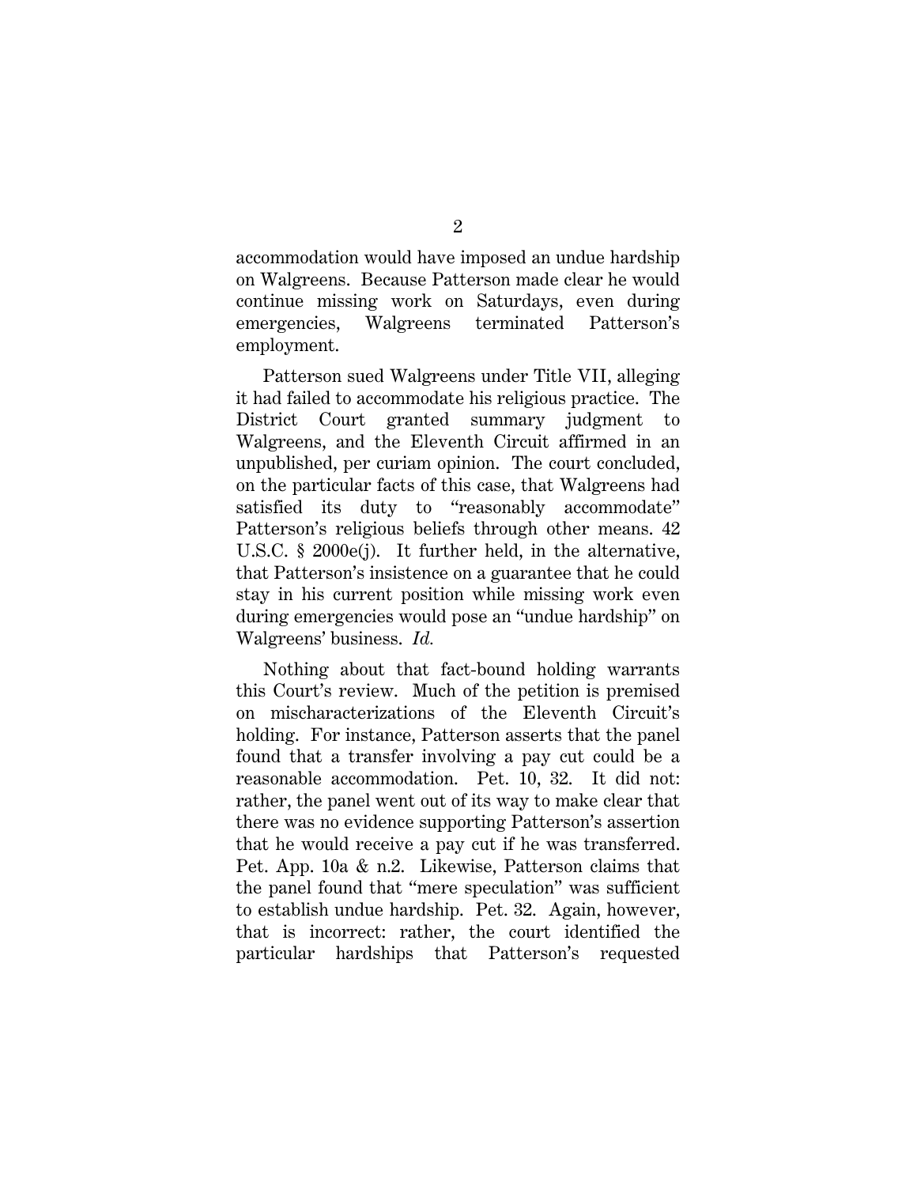accommodation would have imposed an undue hardship on Walgreens. Because Patterson made clear he would continue missing work on Saturdays, even during emergencies, Walgreens terminated Patterson's employment.

Patterson sued Walgreens under Title VII, alleging it had failed to accommodate his religious practice. The District Court granted summary judgment to Walgreens, and the Eleventh Circuit affirmed in an unpublished, per curiam opinion. The court concluded, on the particular facts of this case, that Walgreens had satisfied its duty to "reasonably accommodate" Patterson's religious beliefs through other means. 42 U.S.C. § 2000e(j). It further held, in the alternative, that Patterson's insistence on a guarantee that he could stay in his current position while missing work even during emergencies would pose an "undue hardship" on Walgreens' business. *Id.*

Nothing about that fact-bound holding warrants this Court's review. Much of the petition is premised on mischaracterizations of the Eleventh Circuit's holding. For instance, Patterson asserts that the panel found that a transfer involving a pay cut could be a reasonable accommodation. Pet. 10, 32. It did not: rather, the panel went out of its way to make clear that there was no evidence supporting Patterson's assertion that he would receive a pay cut if he was transferred. Pet. App. 10a & n.2. Likewise, Patterson claims that the panel found that "mere speculation" was sufficient to establish undue hardship. Pet. 32. Again, however, that is incorrect: rather, the court identified the particular hardships that Patterson's requested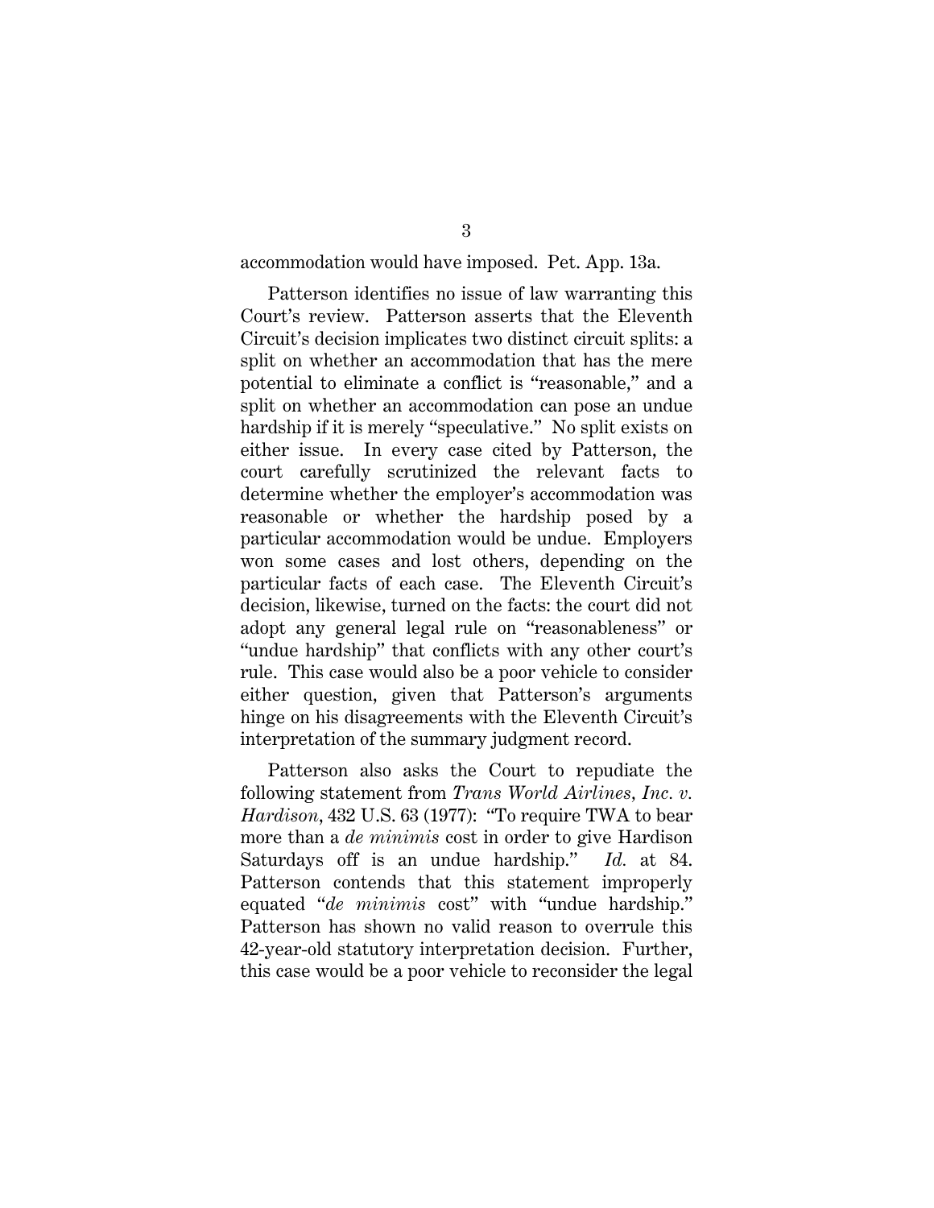accommodation would have imposed. Pet. App. 13a.

Patterson identifies no issue of law warranting this Court's review. Patterson asserts that the Eleventh Circuit's decision implicates two distinct circuit splits: a split on whether an accommodation that has the mere potential to eliminate a conflict is "reasonable," and a split on whether an accommodation can pose an undue hardship if it is merely "speculative." No split exists on either issue. In every case cited by Patterson, the court carefully scrutinized the relevant facts to determine whether the employer's accommodation was reasonable or whether the hardship posed by a particular accommodation would be undue. Employers won some cases and lost others, depending on the particular facts of each case. The Eleventh Circuit's decision, likewise, turned on the facts: the court did not adopt any general legal rule on "reasonableness" or "undue hardship" that conflicts with any other court's rule. This case would also be a poor vehicle to consider either question, given that Patterson's arguments hinge on his disagreements with the Eleventh Circuit's interpretation of the summary judgment record.

Patterson also asks the Court to repudiate the following statement from *Trans World Airlines, Inc. v. Hardison*, 432 U.S. 63 (1977): "To require TWA to bear more than a *de minimis* cost in order to give Hardison Saturdays off is an undue hardship." *Id.* at 84. Patterson contends that this statement improperly equated "*de minimis* cost" with "undue hardship." Patterson has shown no valid reason to overrule this 42-year-old statutory interpretation decision. Further, this case would be a poor vehicle to reconsider the legal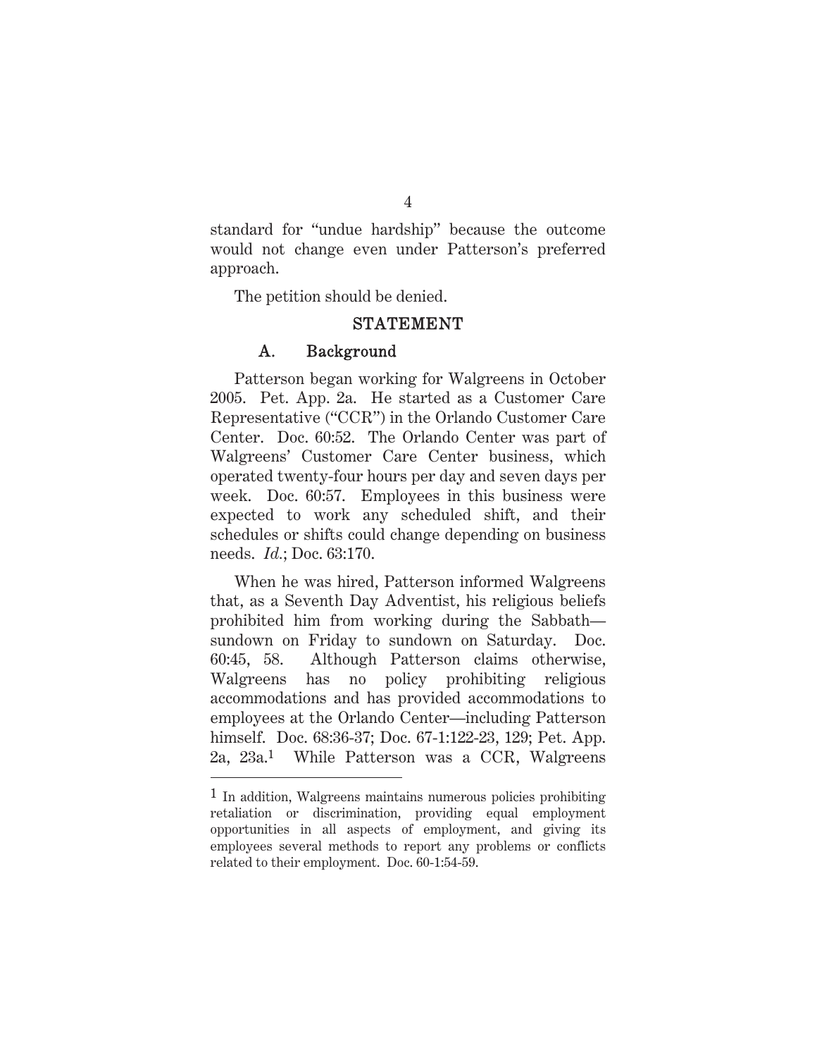standard for "undue hardship" because the outcome would not change even under Patterson's preferred approach.

The petition should be denied.

## STATEMENT

### A. Background

Patterson began working for Walgreens in October 2005. Pet. App. 2a. He started as a Customer Care Representative ("CCR") in the Orlando Customer Care Center. Doc. 60:52. The Orlando Center was part of Walgreens' Customer Care Center business, which operated twenty-four hours per day and seven days per week. Doc. 60:57. Employees in this business were expected to work any scheduled shift, and their schedules or shifts could change depending on business needs. *Id.*; Doc. 63:170.

When he was hired, Patterson informed Walgreens that, as a Seventh Day Adventist, his religious beliefs prohibited him from working during the Sabbath—sundown on Friday to sundown on Saturday. Doc. 60:45, 58. Although Patterson claims otherwise, Walgreens has no policy prohibiting religious accommodations and has provided accommodations to employees at the Orlando Center—including Patterson himself. Doc. 68:36-37; Doc. 67-1:122-23, 129; Pet. App. 2a, 23a.[1] While Patterson was a CCR, Walgreens

[1] In addition, Walgreens maintains numerous policies prohibiting retaliation or discrimination, providing equal employment opportunities in all aspects of employment, and giving its employees several methods to report any problems or conflicts related to their employment. Doc. 60-1:54-59.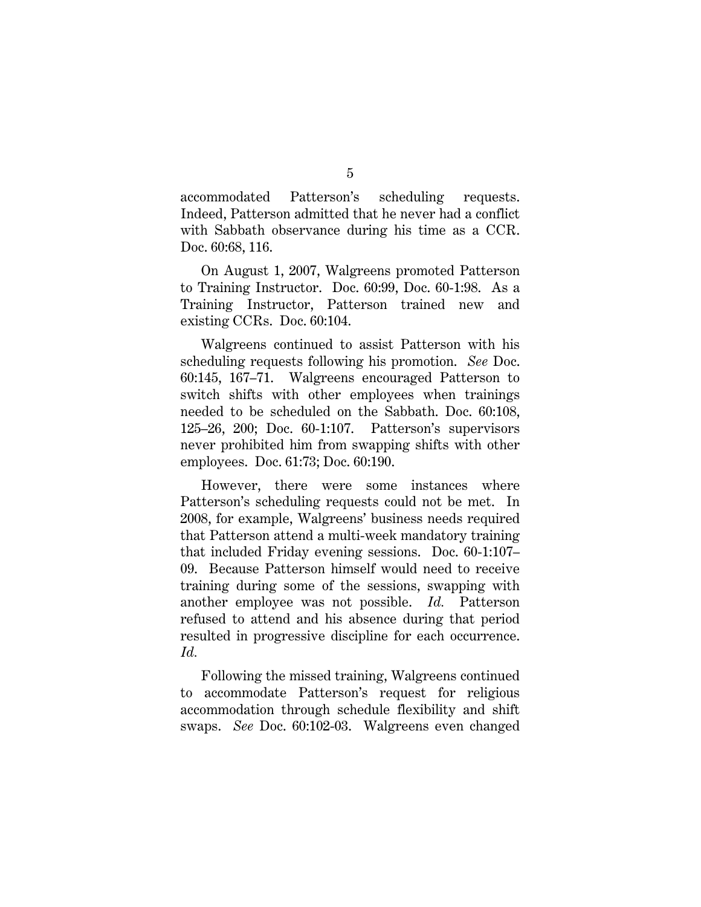accommodated Patterson's scheduling requests. Indeed, Patterson admitted that he never had a conflict with Sabbath observance during his time as a CCR. Doc. 60:68, 116.

On August 1, 2007, Walgreens promoted Patterson to Training Instructor. Doc. 60:99, Doc. 60-1:98. As a Training Instructor, Patterson trained new and existing CCRs. Doc. 60:104.

Walgreens continued to assist Patterson with his scheduling requests following his promotion. *See* Doc. 60:145, 167–71. Walgreens encouraged Patterson to switch shifts with other employees when trainings needed to be scheduled on the Sabbath. Doc. 60:108, 125–26, 200; Doc. 60-1:107. Patterson's supervisors never prohibited him from swapping shifts with other employees. Doc. 61:73; Doc. 60:190.

However, there were some instances where Patterson's scheduling requests could not be met. In 2008, for example, Walgreens' business needs required that Patterson attend a multi-week mandatory training that included Friday evening sessions. Doc. 60-1:107–09. Because Patterson himself would need to receive training during some of the sessions, swapping with another employee was not possible. *Id.* Patterson refused to attend and his absence during that period resulted in progressive discipline for each occurrence. *Id.*

Following the missed training, Walgreens continued to accommodate Patterson's request for religious accommodation through schedule flexibility and shift swaps. *See* Doc. 60:102-03. Walgreens even changed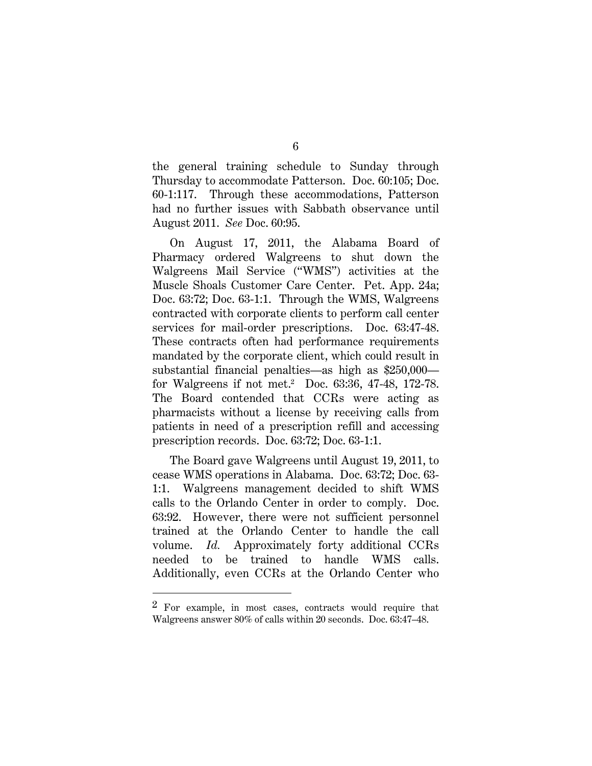the general training schedule to Sunday through Thursday to accommodate Patterson. Doc. 60:105; Doc. 60-1:117. Through these accommodations, Patterson had no further issues with Sabbath observance until August 2011. *See* Doc. 60:95.

On August 17, 2011, the Alabama Board of Pharmacy ordered Walgreens to shut down the Walgreens Mail Service ("WMS") activities at the Muscle Shoals Customer Care Center. Pet. App. 24a; Doc. 63:72; Doc. 63-1:1. Through the WMS, Walgreens contracted with corporate clients to perform call center services for mail-order prescriptions. Doc. 63:47-48. These contracts often had performance requirements mandated by the corporate client, which could result in substantial financial penalties—as high as $250,000—for Walgreens if not met.[2] Doc. 63:36, 47-48, 172-78. The Board contended that CCRs were acting as pharmacists without a license by receiving calls from patients in need of a prescription refill and accessing prescription records. Doc. 63:72; Doc. 63-1:1.

The Board gave Walgreens until August 19, 2011, to cease WMS operations in Alabama. Doc. 63:72; Doc. 63-1:1. Walgreens management decided to shift WMS calls to the Orlando Center in order to comply. Doc. 63:92. However, there were not sufficient personnel trained at the Orlando Center to handle the call volume. *Id.* Approximately forty additional CCRs needed to be trained to handle WMS calls. Additionally, even CCRs at the Orlando Center who

---

[2] For example, in most cases, contracts would require that Walgreens answer 80% of calls within 20 seconds. Doc. 63:47–48.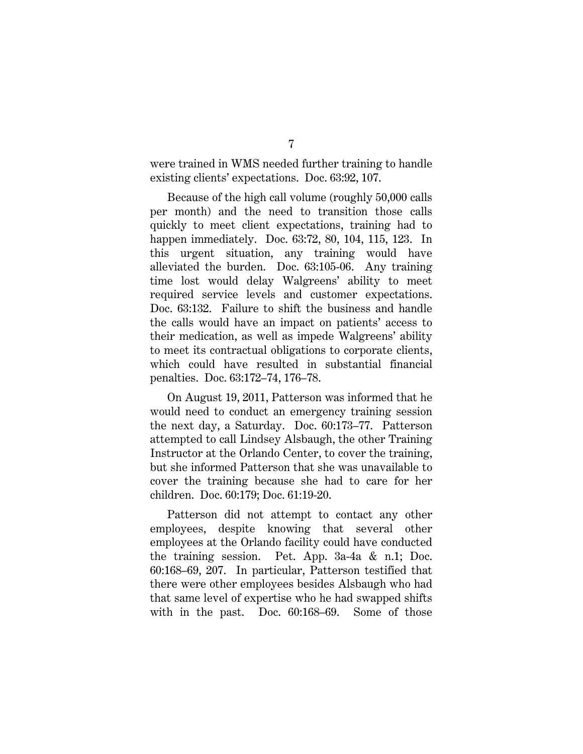were trained in WMS needed further training to handle existing clients' expectations. Doc. 63:92, 107.

Because of the high call volume (roughly 50,000 calls per month) and the need to transition those calls quickly to meet client expectations, training had to happen immediately. Doc. 63:72, 80, 104, 115, 123. In this urgent situation, any training would have alleviated the burden. Doc. 63:105-06. Any training time lost would delay Walgreens' ability to meet required service levels and customer expectations. Doc. 63:132. Failure to shift the business and handle the calls would have an impact on patients' access to their medication, as well as impede Walgreens' ability to meet its contractual obligations to corporate clients, which could have resulted in substantial financial penalties. Doc. 63:172–74, 176–78.

On August 19, 2011, Patterson was informed that he would need to conduct an emergency training session the next day, a Saturday. Doc. 60:173–77. Patterson attempted to call Lindsey Alsbaugh, the other Training Instructor at the Orlando Center, to cover the training, but she informed Patterson that she was unavailable to cover the training because she had to care for her children. Doc. 60:179; Doc. 61:19-20.

Patterson did not attempt to contact any other employees, despite knowing that several other employees at the Orlando facility could have conducted the training session. Pet. App. 3a-4a & n.1; Doc. 60:168–69, 207. In particular, Patterson testified that there were other employees besides Alsbaugh who had that same level of expertise who he had swapped shifts with in the past. Doc. 60:168–69. Some of those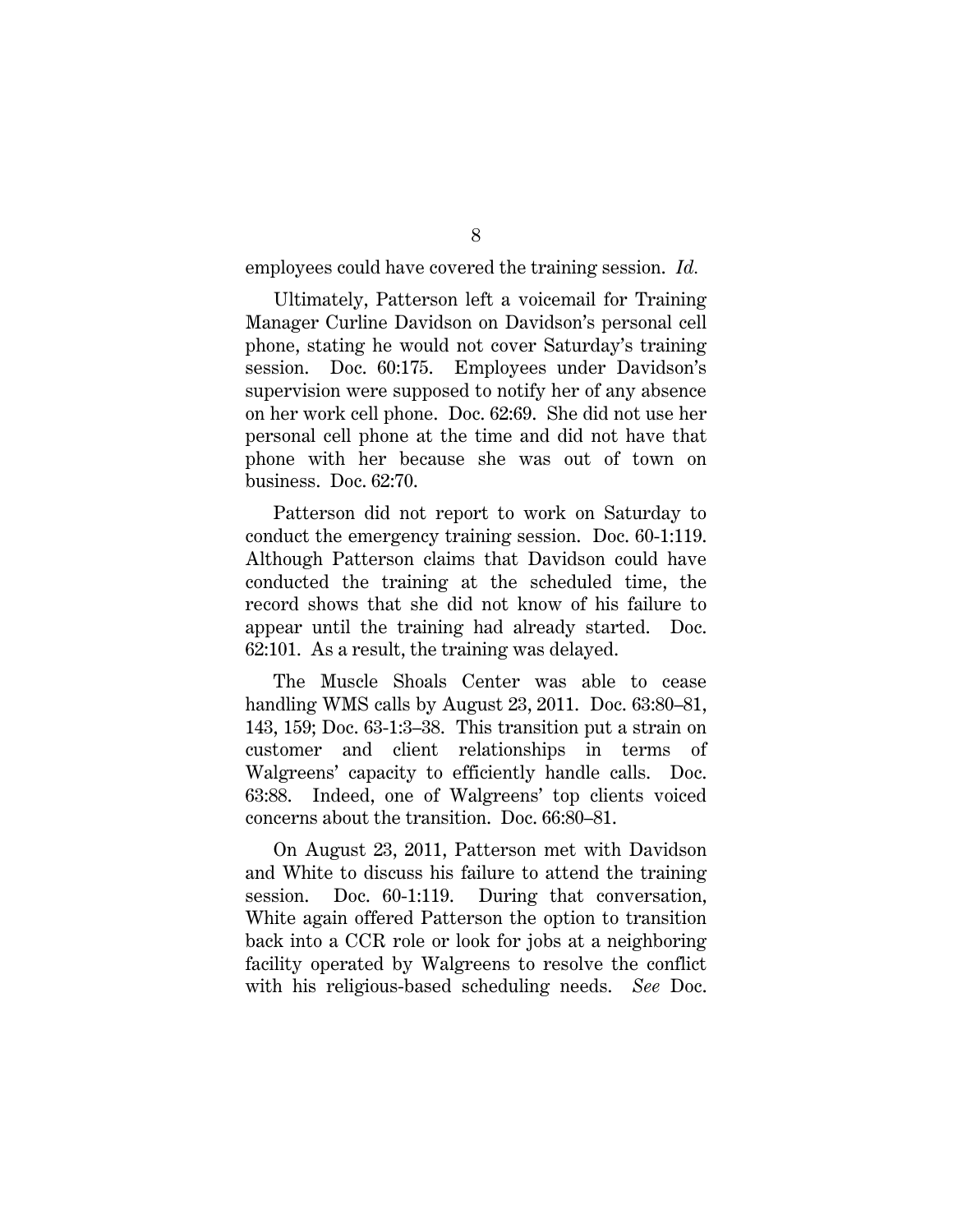employees could have covered the training session. *Id.*

Ultimately, Patterson left a voicemail for Training Manager Curline Davidson on Davidson's personal cell phone, stating he would not cover Saturday's training session. Doc. 60:175. Employees under Davidson's supervision were supposed to notify her of any absence on her work cell phone. Doc. 62:69. She did not use her personal cell phone at the time and did not have that phone with her because she was out of town on business. Doc. 62:70.

Patterson did not report to work on Saturday to conduct the emergency training session. Doc. 60-1:119. Although Patterson claims that Davidson could have conducted the training at the scheduled time, the record shows that she did not know of his failure to appear until the training had already started. Doc. 62:101. As a result, the training was delayed.

The Muscle Shoals Center was able to cease handling WMS calls by August 23, 2011. Doc. 63:80–81, 143, 159; Doc. 63-1:3–38. This transition put a strain on customer and client relationships in terms of Walgreens' capacity to efficiently handle calls. Doc. 63:88. Indeed, one of Walgreens' top clients voiced concerns about the transition. Doc. 66:80–81.

On August 23, 2011, Patterson met with Davidson and White to discuss his failure to attend the training session. Doc. 60-1:119. During that conversation, White again offered Patterson the option to transition back into a CCR role or look for jobs at a neighboring facility operated by Walgreens to resolve the conflict with his religious-based scheduling needs. *See* Doc.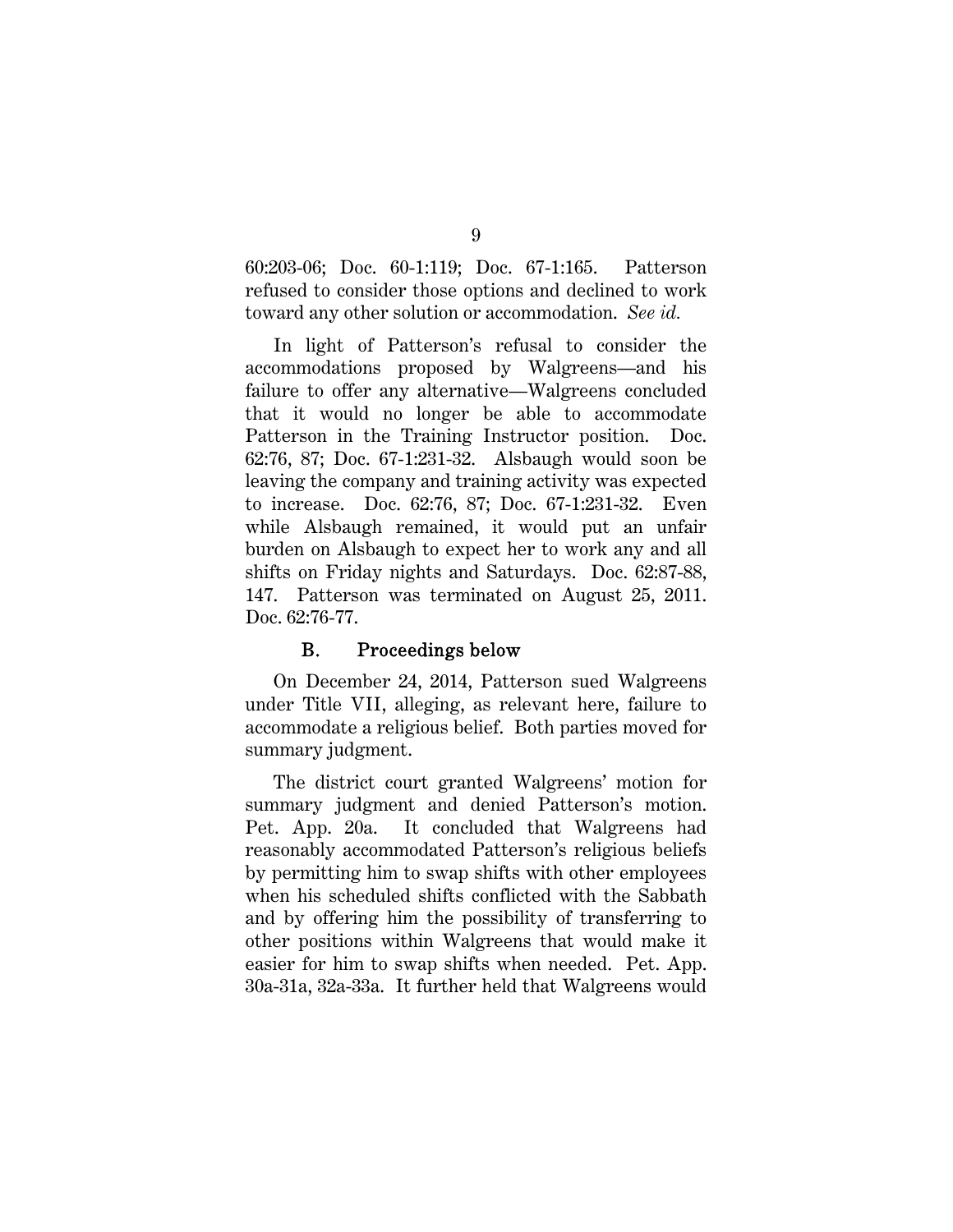60:203-06; Doc. 60-1:119; Doc. 67-1:165. Patterson refused to consider those options and declined to work toward any other solution or accommodation. *See id.*

In light of Patterson's refusal to consider the accommodations proposed by Walgreens—and his failure to offer any alternative—Walgreens concluded that it would no longer be able to accommodate Patterson in the Training Instructor position. Doc. 62:76, 87; Doc. 67-1:231-32. Alsbaugh would soon be leaving the company and training activity was expected to increase. Doc. 62:76, 87; Doc. 67-1:231-32. Even while Alsbaugh remained, it would put an unfair burden on Alsbaugh to expect her to work any and all shifts on Friday nights and Saturdays. Doc. 62:87-88, 147. Patterson was terminated on August 25, 2011. Doc. 62:76-77.

### B. Proceedings below

On December 24, 2014, Patterson sued Walgreens under Title VII, alleging, as relevant here, failure to accommodate a religious belief. Both parties moved for summary judgment.

The district court granted Walgreens' motion for summary judgment and denied Patterson's motion. Pet. App. 20a. It concluded that Walgreens had reasonably accommodated Patterson's religious beliefs by permitting him to swap shifts with other employees when his scheduled shifts conflicted with the Sabbath and by offering him the possibility of transferring to other positions within Walgreens that would make it easier for him to swap shifts when needed. Pet. App. 30a-31a, 32a-33a. It further held that Walgreens would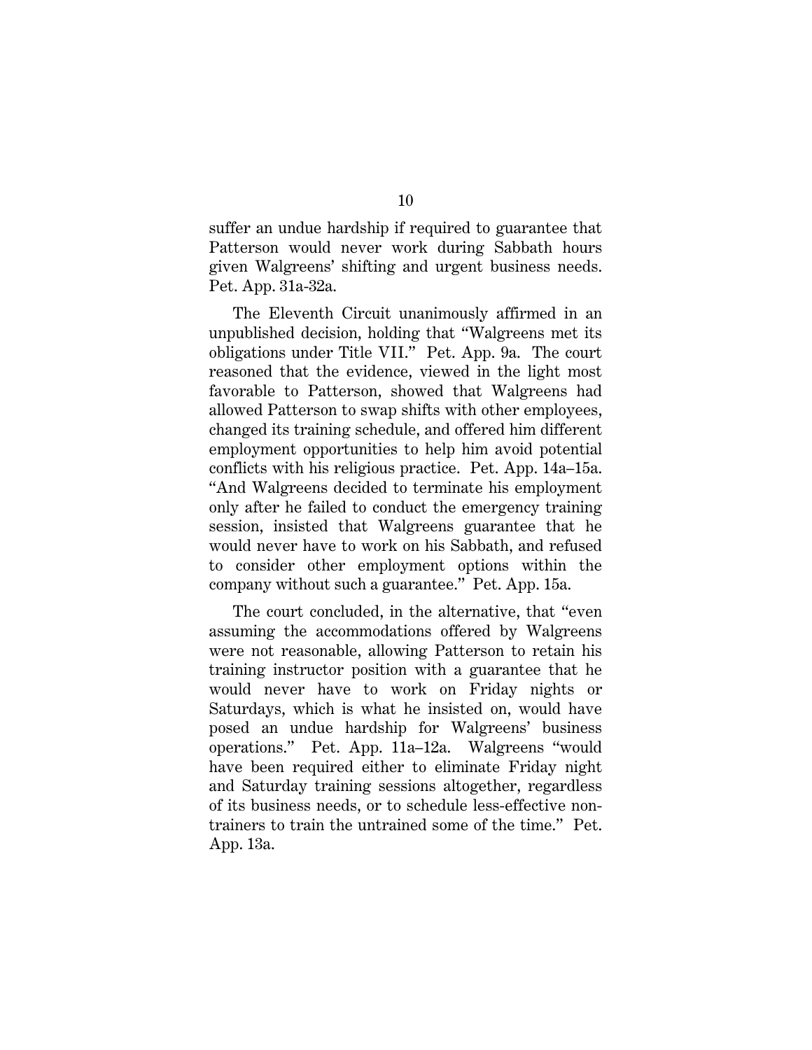suffer an undue hardship if required to guarantee that Patterson would never work during Sabbath hours given Walgreens' shifting and urgent business needs. Pet. App. 31a-32a.

The Eleventh Circuit unanimously affirmed in an unpublished decision, holding that "Walgreens met its obligations under Title VII." Pet. App. 9a. The court reasoned that the evidence, viewed in the light most favorable to Patterson, showed that Walgreens had allowed Patterson to swap shifts with other employees, changed its training schedule, and offered him different employment opportunities to help him avoid potential conflicts with his religious practice. Pet. App. 14a–15a. "And Walgreens decided to terminate his employment only after he failed to conduct the emergency training session, insisted that Walgreens guarantee that he would never have to work on his Sabbath, and refused to consider other employment options within the company without such a guarantee." Pet. App. 15a.

The court concluded, in the alternative, that "even assuming the accommodations offered by Walgreens were not reasonable, allowing Patterson to retain his training instructor position with a guarantee that he would never have to work on Friday nights or Saturdays, which is what he insisted on, would have posed an undue hardship for Walgreens' business operations." Pet. App. 11a–12a. Walgreens "would have been required either to eliminate Friday night and Saturday training sessions altogether, regardless of its business needs, or to schedule less-effective non-trainers to train the untrained some of the time." Pet. App. 13a.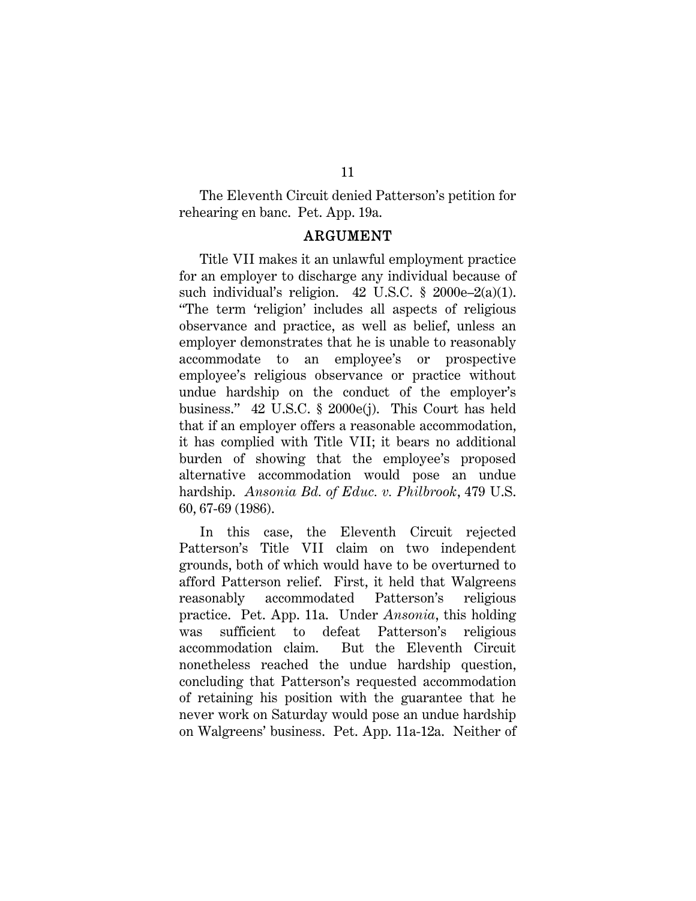The Eleventh Circuit denied Patterson's petition for rehearing en banc. Pet. App. 19a.

## ARGUMENT

Title VII makes it an unlawful employment practice for an employer to discharge any individual because of such individual's religion. 42 U.S.C. § 2000e–2(a)(1). "The term 'religion' includes all aspects of religious observance and practice, as well as belief, unless an employer demonstrates that he is unable to reasonably accommodate to an employee's or prospective employee's religious observance or practice without undue hardship on the conduct of the employer's business." 42 U.S.C. § 2000e(j). This Court has held that if an employer offers a reasonable accommodation, it has complied with Title VII; it bears no additional burden of showing that the employee's proposed alternative accommodation would pose an undue hardship. *Ansonia Bd. of Educ. v. Philbrook*, 479 U.S. 60, 67-69 (1986).

In this case, the Eleventh Circuit rejected Patterson's Title VII claim on two independent grounds, both of which would have to be overturned to afford Patterson relief. First, it held that Walgreens reasonably accommodated Patterson's religious practice. Pet. App. 11a. Under *Ansonia*, this holding was sufficient to defeat Patterson's religious accommodation claim. But the Eleventh Circuit nonetheless reached the undue hardship question, concluding that Patterson's requested accommodation of retaining his position with the guarantee that he never work on Saturday would pose an undue hardship on Walgreens' business. Pet. App. 11a-12a. Neither of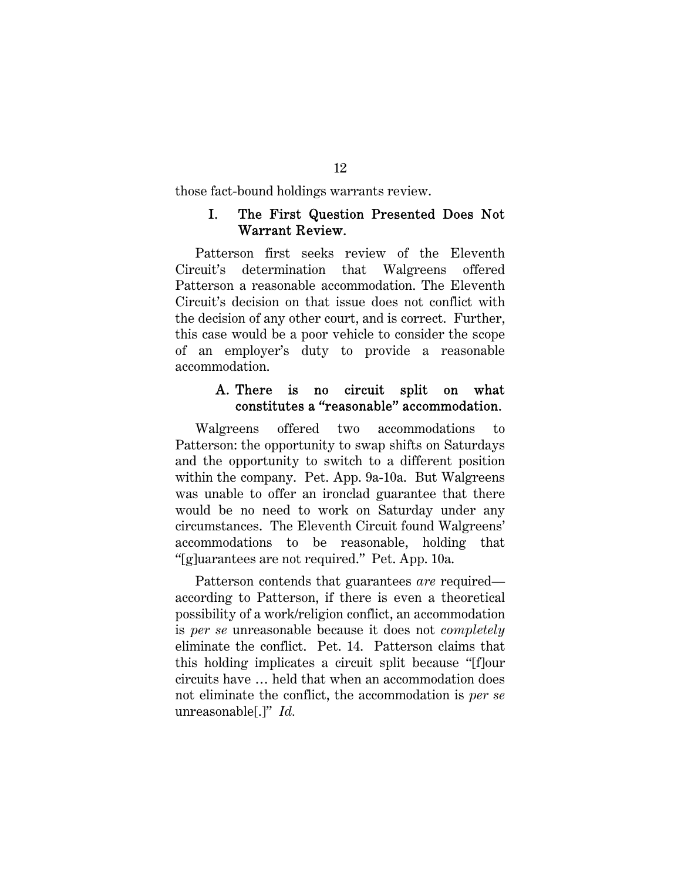those fact-bound holdings warrants review.

## I. The First Question Presented Does Not Warrant Review.

Patterson first seeks review of the Eleventh Circuit's determination that Walgreens offered Patterson a reasonable accommodation. The Eleventh Circuit's decision on that issue does not conflict with the decision of any other court, and is correct. Further, this case would be a poor vehicle to consider the scope of an employer's duty to provide a reasonable accommodation.

### A. There is no circuit split on what constitutes a "reasonable" accommodation.

Walgreens offered two accommodations to Patterson: the opportunity to swap shifts on Saturdays and the opportunity to switch to a different position within the company. Pet. App. 9a-10a. But Walgreens was unable to offer an ironclad guarantee that there would be no need to work on Saturday under any circumstances. The Eleventh Circuit found Walgreens' accommodations to be reasonable, holding that "[g]uarantees are not required." Pet. App. 10a.

Patterson contends that guarantees *are* required—according to Patterson, if there is even a theoretical possibility of a work/religion conflict, an accommodation is *per se* unreasonable because it does not *completely* eliminate the conflict. Pet. 14. Patterson claims that this holding implicates a circuit split because "[f]our circuits have … held that when an accommodation does not eliminate the conflict, the accommodation is *per se* unreasonable[.]" *Id.*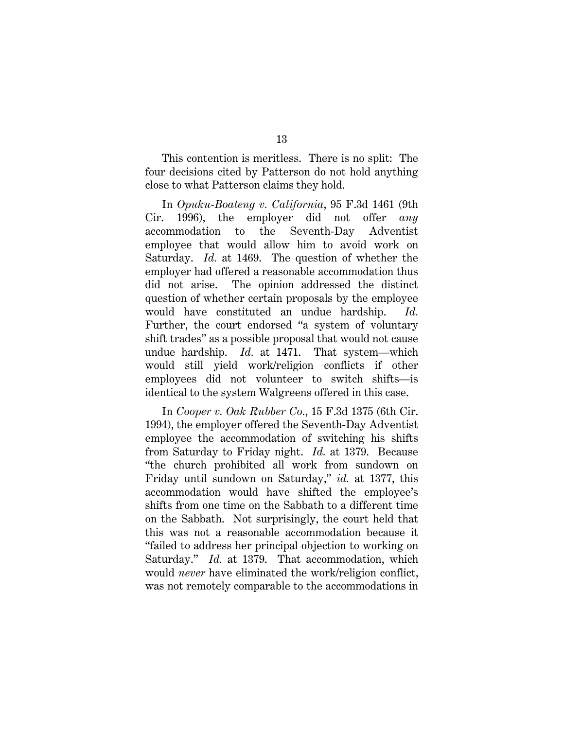This contention is meritless. There is no split: The four decisions cited by Patterson do not hold anything close to what Patterson claims they hold.

In *Opuku-Boateng v. California*, 95 F.3d 1461 (9th Cir. 1996), the employer did not offer *any* accommodation to the Seventh-Day Adventist employee that would allow him to avoid work on Saturday. *Id.* at 1469. The question of whether the employer had offered a reasonable accommodation thus did not arise. The opinion addressed the distinct question of whether certain proposals by the employee would have constituted an undue hardship. *Id.* Further, the court endorsed "a system of voluntary shift trades" as a possible proposal that would not cause undue hardship. *Id.* at 1471. That system—which would still yield work/religion conflicts if other employees did not volunteer to switch shifts—is identical to the system Walgreens offered in this case.

In *Cooper v. Oak Rubber Co.*, 15 F.3d 1375 (6th Cir. 1994), the employer offered the Seventh-Day Adventist employee the accommodation of switching his shifts from Saturday to Friday night. *Id.* at 1379. Because "the church prohibited all work from sundown on Friday until sundown on Saturday," *id.* at 1377, this accommodation would have shifted the employee's shifts from one time on the Sabbath to a different time on the Sabbath. Not surprisingly, the court held that this was not a reasonable accommodation because it "failed to address her principal objection to working on Saturday." *Id.* at 1379. That accommodation, which would *never* have eliminated the work/religion conflict, was not remotely comparable to the accommodations in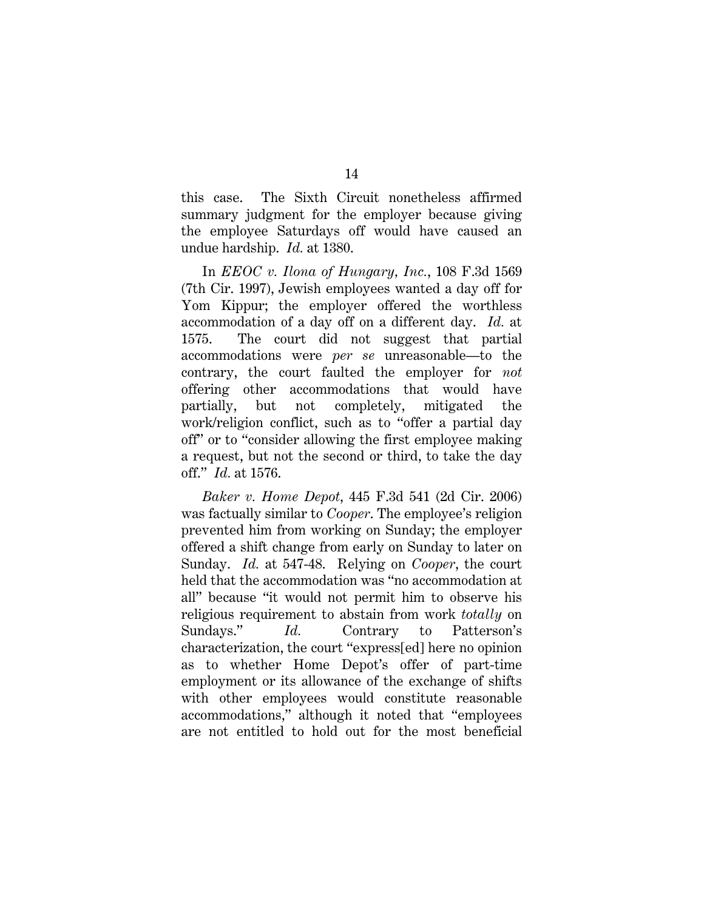this case. The Sixth Circuit nonetheless affirmed summary judgment for the employer because giving the employee Saturdays off would have caused an undue hardship. *Id.* at 1380.

In *EEOC v. Ilona of Hungary, Inc.*, 108 F.3d 1569 (7th Cir. 1997), Jewish employees wanted a day off for Yom Kippur; the employer offered the worthless accommodation of a day off on a different day. *Id.* at 1575. The court did not suggest that partial accommodations were *per se* unreasonable—to the contrary, the court faulted the employer for *not* offering other accommodations that would have partially, but not completely, mitigated the work/religion conflict, such as to "offer a partial day off" or to "consider allowing the first employee making a request, but not the second or third, to take the day off." *Id.* at 1576.

*Baker v. Home Depot*, 445 F.3d 541 (2d Cir. 2006) was factually similar to *Cooper*. The employee's religion prevented him from working on Sunday; the employer offered a shift change from early on Sunday to later on Sunday. *Id.* at 547-48. Relying on *Cooper*, the court held that the accommodation was "no accommodation at all" because "it would not permit him to observe his religious requirement to abstain from work *totally* on Sundays." *Id.* Contrary to Patterson's characterization, the court "express[ed] here no opinion as to whether Home Depot's offer of part-time employment or its allowance of the exchange of shifts with other employees would constitute reasonable accommodations," although it noted that "employees are not entitled to hold out for the most beneficial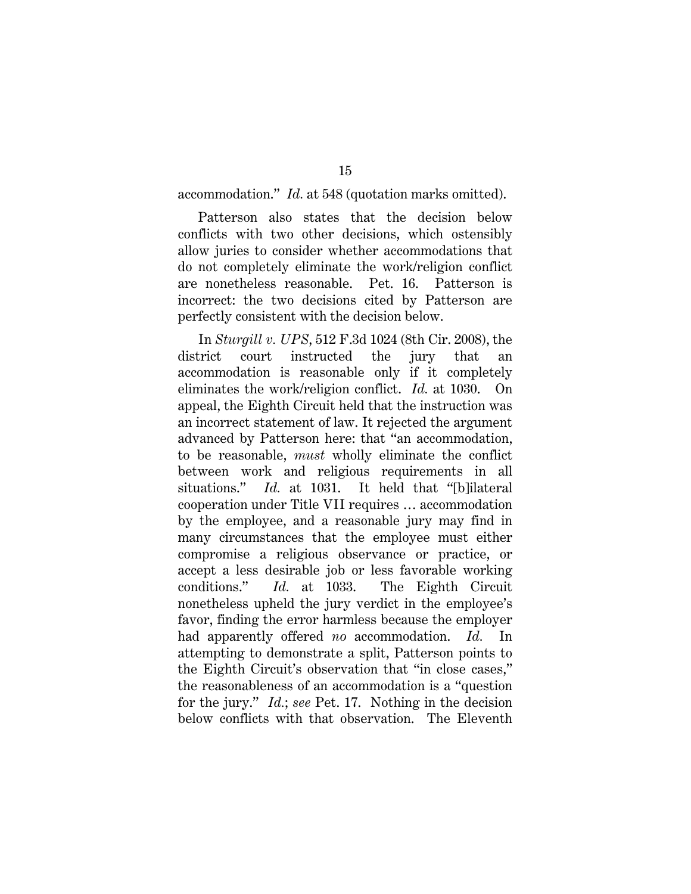accommodation." *Id.* at 548 (quotation marks omitted).

Patterson also states that the decision below conflicts with two other decisions, which ostensibly allow juries to consider whether accommodations that do not completely eliminate the work/religion conflict are nonetheless reasonable. Pet. 16. Patterson is incorrect: the two decisions cited by Patterson are perfectly consistent with the decision below.

In *Sturgill v. UPS*, 512 F.3d 1024 (8th Cir. 2008), the district court instructed the jury that an accommodation is reasonable only if it completely eliminates the work/religion conflict. *Id.* at 1030. On appeal, the Eighth Circuit held that the instruction was an incorrect statement of law. It rejected the argument advanced by Patterson here: that "an accommodation, to be reasonable, *must* wholly eliminate the conflict between work and religious requirements in all situations." *Id.* at 1031. It held that "[b]ilateral cooperation under Title VII requires … accommodation by the employee, and a reasonable jury may find in many circumstances that the employee must either compromise a religious observance or practice, or accept a less desirable job or less favorable working conditions." *Id.* at 1033. The Eighth Circuit nonetheless upheld the jury verdict in the employee's favor, finding the error harmless because the employer had apparently offered *no* accommodation. *Id.* In attempting to demonstrate a split, Patterson points to the Eighth Circuit's observation that "in close cases," the reasonableness of an accommodation is a "question for the jury." *Id.*; *see* Pet. 17. Nothing in the decision below conflicts with that observation. The Eleventh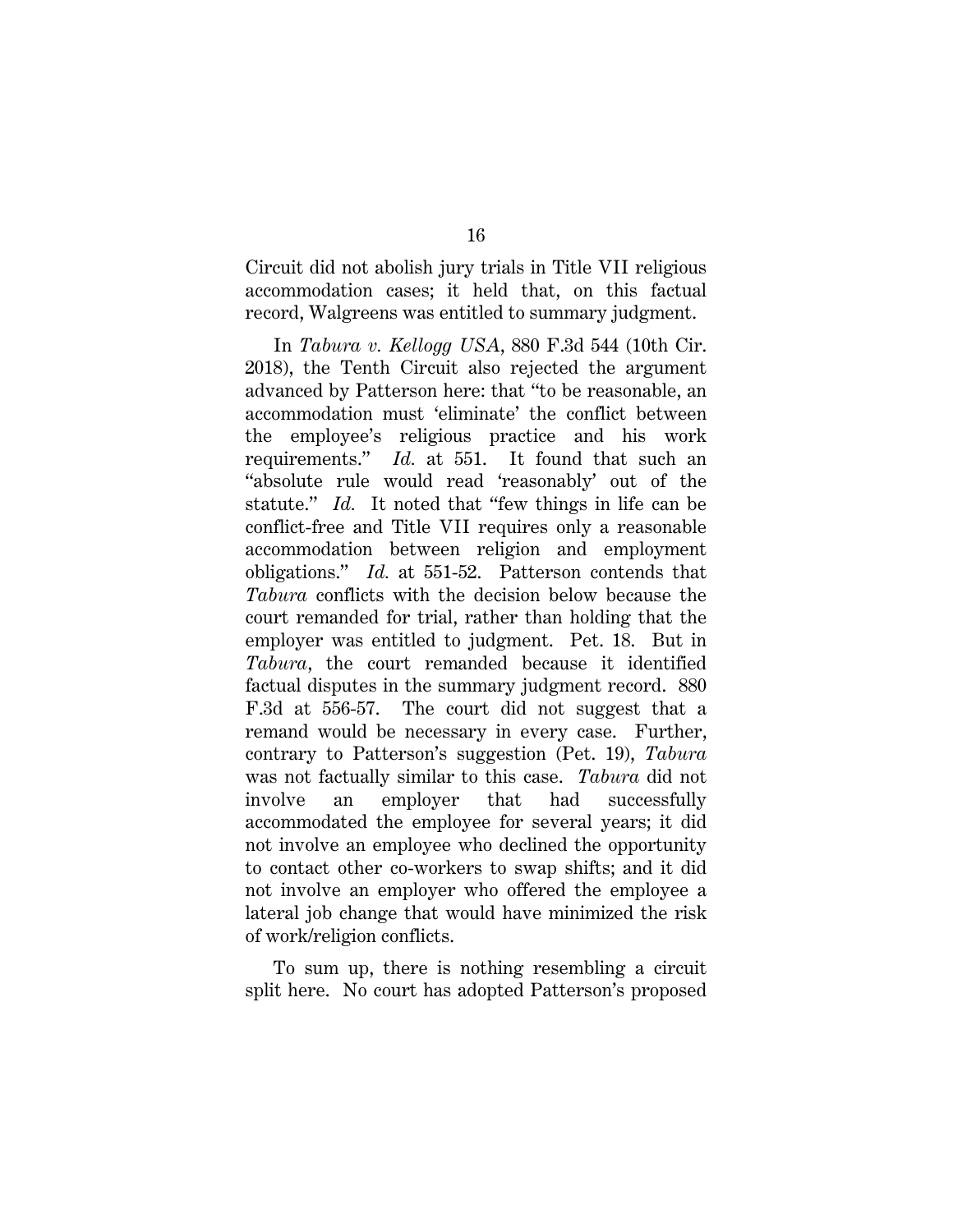Circuit did not abolish jury trials in Title VII religious accommodation cases; it held that, on this factual record, Walgreens was entitled to summary judgment.

In *Tabura v. Kellogg USA*, 880 F.3d 544 (10th Cir. 2018), the Tenth Circuit also rejected the argument advanced by Patterson here: that "to be reasonable, an accommodation must 'eliminate' the conflict between the employee's religious practice and his work requirements." *Id.* at 551. It found that such an "absolute rule would read 'reasonably' out of the statute." *Id.* It noted that "few things in life can be conflict-free and Title VII requires only a reasonable accommodation between religion and employment obligations." *Id.* at 551-52. Patterson contends that *Tabura* conflicts with the decision below because the court remanded for trial, rather than holding that the employer was entitled to judgment. Pet. 18. But in *Tabura*, the court remanded because it identified factual disputes in the summary judgment record. 880 F.3d at 556-57. The court did not suggest that a remand would be necessary in every case. Further, contrary to Patterson's suggestion (Pet. 19), *Tabura* was not factually similar to this case. *Tabura* did not involve an employer that had successfully accommodated the employee for several years; it did not involve an employee who declined the opportunity to contact other co-workers to swap shifts; and it did not involve an employer who offered the employee a lateral job change that would have minimized the risk of work/religion conflicts.

To sum up, there is nothing resembling a circuit split here. No court has adopted Patterson's proposed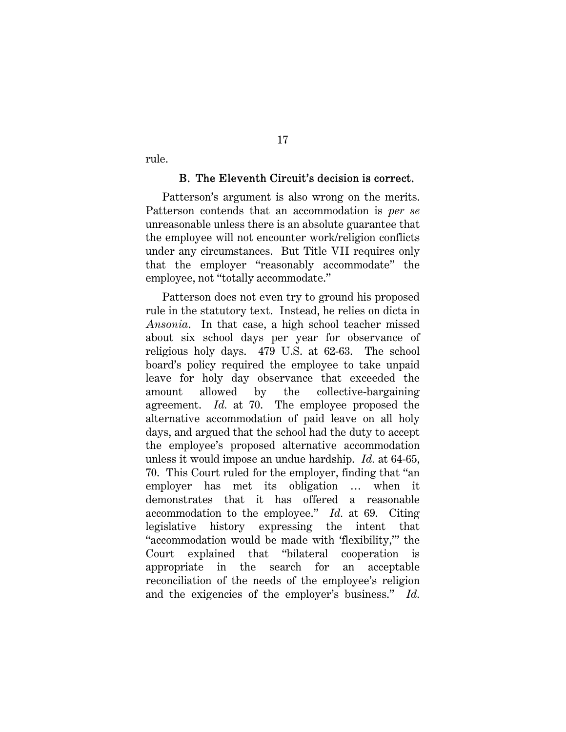rule.

### B. The Eleventh Circuit's decision is correct.

Patterson's argument is also wrong on the merits. Patterson contends that an accommodation is *per se* unreasonable unless there is an absolute guarantee that the employee will not encounter work/religion conflicts under any circumstances. But Title VII requires only that the employer "reasonably accommodate" the employee, not "totally accommodate."

Patterson does not even try to ground his proposed rule in the statutory text. Instead, he relies on dicta in *Ansonia*. In that case, a high school teacher missed about six school days per year for observance of religious holy days. 479 U.S. at 62-63. The school board's policy required the employee to take unpaid leave for holy day observance that exceeded the amount allowed by the collective-bargaining agreement. *Id.* at 70. The employee proposed the alternative accommodation of paid leave on all holy days, and argued that the school had the duty to accept the employee's proposed alternative accommodation unless it would impose an undue hardship. *Id.* at 64-65, 70. This Court ruled for the employer, finding that "an employer has met its obligation … when it demonstrates that it has offered a reasonable accommodation to the employee." *Id.* at 69. Citing legislative history expressing the intent that "accommodation would be made with 'flexibility,'" the Court explained that "bilateral cooperation is appropriate in the search for an acceptable reconciliation of the needs of the employee's religion and the exigencies of the employer's business." *Id.*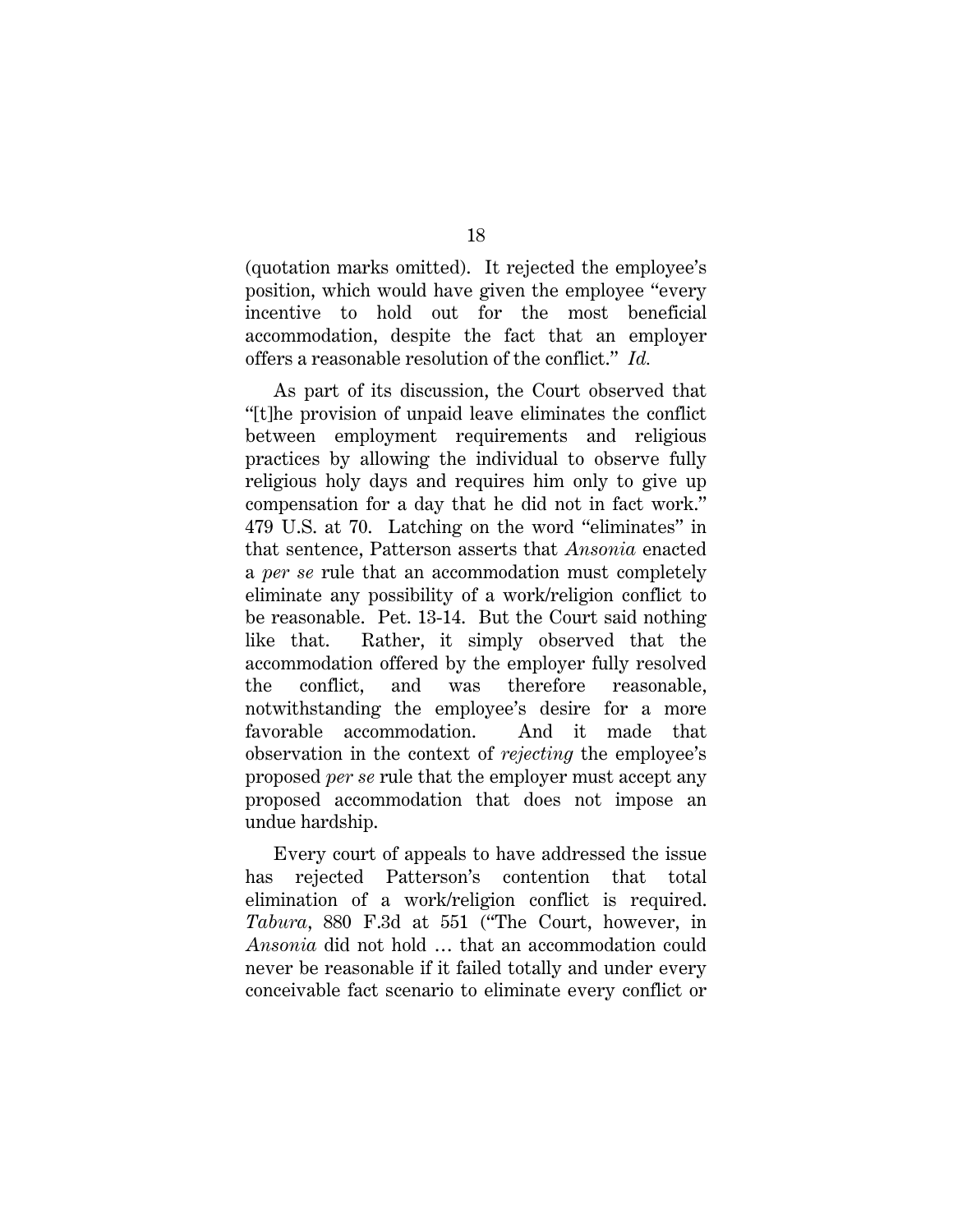(quotation marks omitted). It rejected the employee's position, which would have given the employee "every incentive to hold out for the most beneficial accommodation, despite the fact that an employer offers a reasonable resolution of the conflict." *Id.*

As part of its discussion, the Court observed that "[t]he provision of unpaid leave eliminates the conflict between employment requirements and religious practices by allowing the individual to observe fully religious holy days and requires him only to give up compensation for a day that he did not in fact work." 479 U.S. at 70. Latching on the word "eliminates" in that sentence, Patterson asserts that *Ansonia* enacted a *per se* rule that an accommodation must completely eliminate any possibility of a work/religion conflict to be reasonable. Pet. 13-14. But the Court said nothing like that. Rather, it simply observed that the accommodation offered by the employer fully resolved the conflict, and was therefore reasonable, notwithstanding the employee's desire for a more favorable accommodation. And it made that observation in the context of *rejecting* the employee's proposed *per se* rule that the employer must accept any proposed accommodation that does not impose an undue hardship.

Every court of appeals to have addressed the issue has rejected Patterson's contention that total elimination of a work/religion conflict is required. *Tabura*, 880 F.3d at 551 ("The Court, however, in *Ansonia* did not hold … that an accommodation could never be reasonable if it failed totally and under every conceivable fact scenario to eliminate every conflict or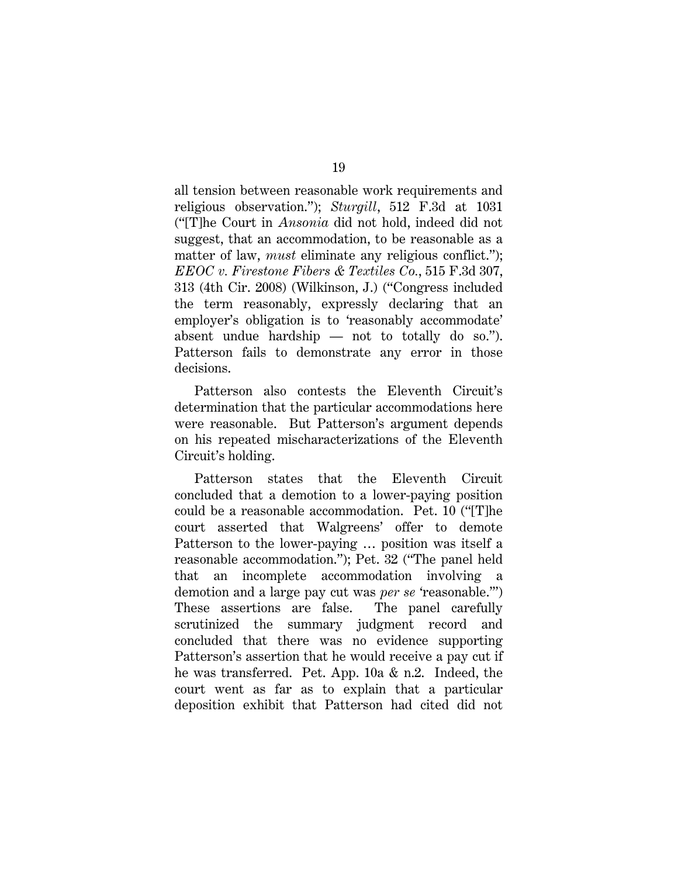all tension between reasonable work requirements and religious observation."); *Sturgill*, 512 F.3d at 1031 ("[T]he Court in *Ansonia* did not hold, indeed did not suggest, that an accommodation, to be reasonable as a matter of law, *must* eliminate any religious conflict."); *EEOC v. Firestone Fibers & Textiles Co.*, 515 F.3d 307, 313 (4th Cir. 2008) (Wilkinson, J.) ("Congress included the term reasonably, expressly declaring that an employer's obligation is to 'reasonably accommodate' absent undue hardship — not to totally do so."). Patterson fails to demonstrate any error in those decisions.

Patterson also contests the Eleventh Circuit's determination that the particular accommodations here were reasonable. But Patterson's argument depends on his repeated mischaracterizations of the Eleventh Circuit's holding.

Patterson states that the Eleventh Circuit concluded that a demotion to a lower-paying position could be a reasonable accommodation. Pet. 10 ("[T]he court asserted that Walgreens' offer to demote Patterson to the lower-paying … position was itself a reasonable accommodation."); Pet. 32 ("The panel held that an incomplete accommodation involving a demotion and a large pay cut was *per se* 'reasonable.'") These assertions are false. The panel carefully scrutinized the summary judgment record and concluded that there was no evidence supporting Patterson's assertion that he would receive a pay cut if he was transferred. Pet. App. 10a & n.2. Indeed, the court went as far as to explain that a particular deposition exhibit that Patterson had cited did not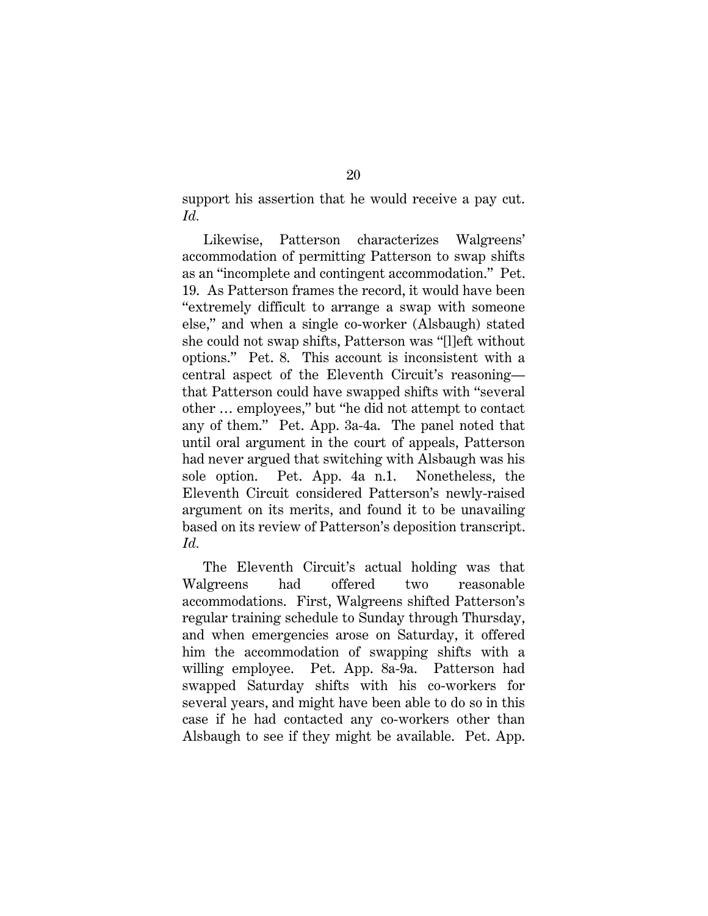support his assertion that he would receive a pay cut. *Id.*

Likewise, Patterson characterizes Walgreens' accommodation of permitting Patterson to swap shifts as an "incomplete and contingent accommodation." Pet. 19. As Patterson frames the record, it would have been "extremely difficult to arrange a swap with someone else," and when a single co-worker (Alsbaugh) stated she could not swap shifts, Patterson was "[l]eft without options." Pet. 8. This account is inconsistent with a central aspect of the Eleventh Circuit's reasoning—that Patterson could have swapped shifts with "several other … employees," but "he did not attempt to contact any of them." Pet. App. 3a-4a. The panel noted that until oral argument in the court of appeals, Patterson had never argued that switching with Alsbaugh was his sole option. Pet. App. 4a n.1. Nonetheless, the Eleventh Circuit considered Patterson's newly-raised argument on its merits, and found it to be unavailing based on its review of Patterson's deposition transcript. *Id.*

The Eleventh Circuit's actual holding was that Walgreens had offered two reasonable accommodations. First, Walgreens shifted Patterson's regular training schedule to Sunday through Thursday, and when emergencies arose on Saturday, it offered him the accommodation of swapping shifts with a willing employee. Pet. App. 8a-9a. Patterson had swapped Saturday shifts with his co-workers for several years, and might have been able to do so in this case if he had contacted any co-workers other than Alsbaugh to see if they might be available. Pet. App.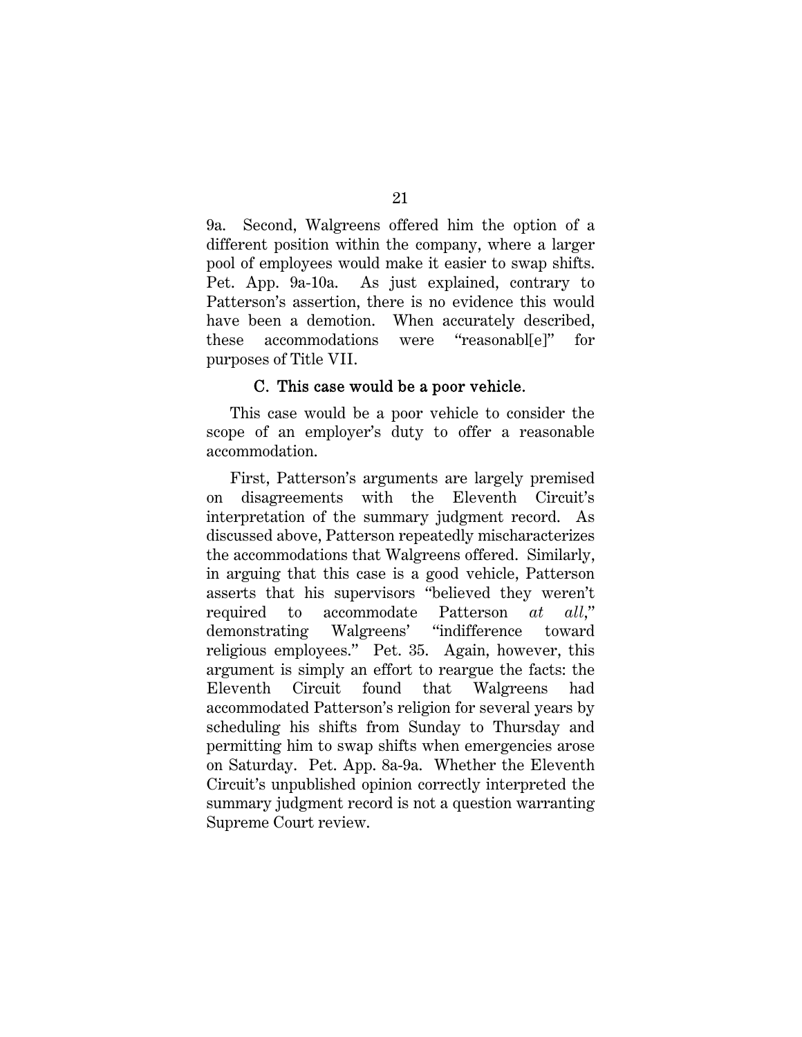9a. Second, Walgreens offered him the option of a different position within the company, where a larger pool of employees would make it easier to swap shifts. Pet. App. 9a-10a. As just explained, contrary to Patterson's assertion, there is no evidence this would have been a demotion. When accurately described, these accommodations were "reasonabl[e]" for purposes of Title VII.

### C. This case would be a poor vehicle.

This case would be a poor vehicle to consider the scope of an employer's duty to offer a reasonable accommodation.

First, Patterson's arguments are largely premised on disagreements with the Eleventh Circuit's interpretation of the summary judgment record. As discussed above, Patterson repeatedly mischaracterizes the accommodations that Walgreens offered. Similarly, in arguing that this case is a good vehicle, Patterson asserts that his supervisors "believed they weren't required to accommodate Patterson *at all*," demonstrating Walgreens' "indifference toward religious employees." Pet. 35. Again, however, this argument is simply an effort to reargue the facts: the Eleventh Circuit found that Walgreens had accommodated Patterson's religion for several years by scheduling his shifts from Sunday to Thursday and permitting him to swap shifts when emergencies arose on Saturday. Pet. App. 8a-9a. Whether the Eleventh Circuit's unpublished opinion correctly interpreted the summary judgment record is not a question warranting Supreme Court review.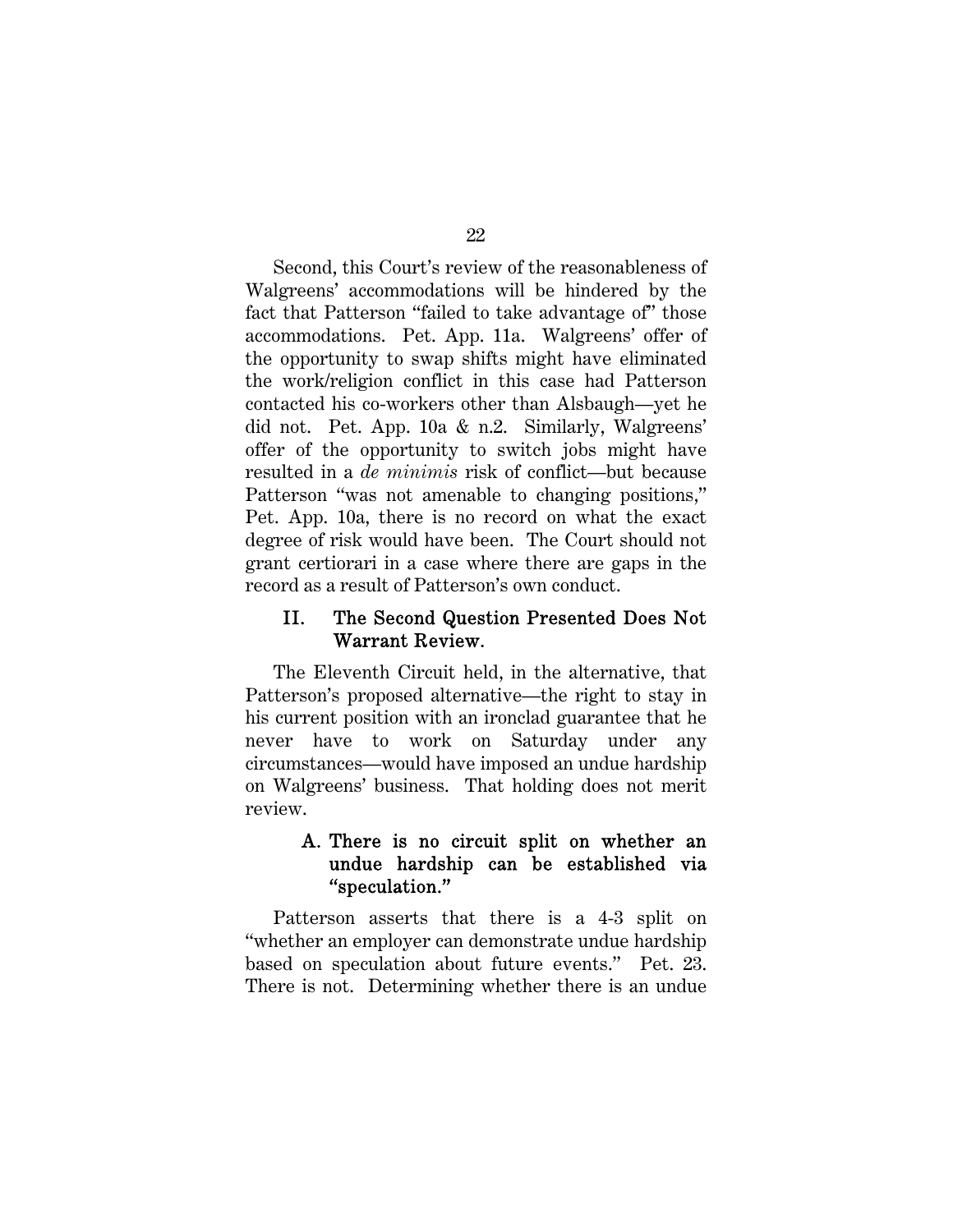Second, this Court's review of the reasonableness of Walgreens' accommodations will be hindered by the fact that Patterson "failed to take advantage of" those accommodations. Pet. App. 11a. Walgreens' offer of the opportunity to swap shifts might have eliminated the work/religion conflict in this case had Patterson contacted his co-workers other than Alsbaugh—yet he did not. Pet. App. 10a & n.2. Similarly, Walgreens' offer of the opportunity to switch jobs might have resulted in a *de minimis* risk of conflict—but because Patterson "was not amenable to changing positions," Pet. App. 10a, there is no record on what the exact degree of risk would have been. The Court should not grant certiorari in a case where there are gaps in the record as a result of Patterson's own conduct.

## II. The Second Question Presented Does Not Warrant Review.

The Eleventh Circuit held, in the alternative, that Patterson's proposed alternative—the right to stay in his current position with an ironclad guarantee that he never have to work on Saturday under any circumstances—would have imposed an undue hardship on Walgreens' business. That holding does not merit review.

### A. There is no circuit split on whether an undue hardship can be established via "speculation."

Patterson asserts that there is a 4-3 split on "whether an employer can demonstrate undue hardship based on speculation about future events." Pet. 23. There is not. Determining whether there is an undue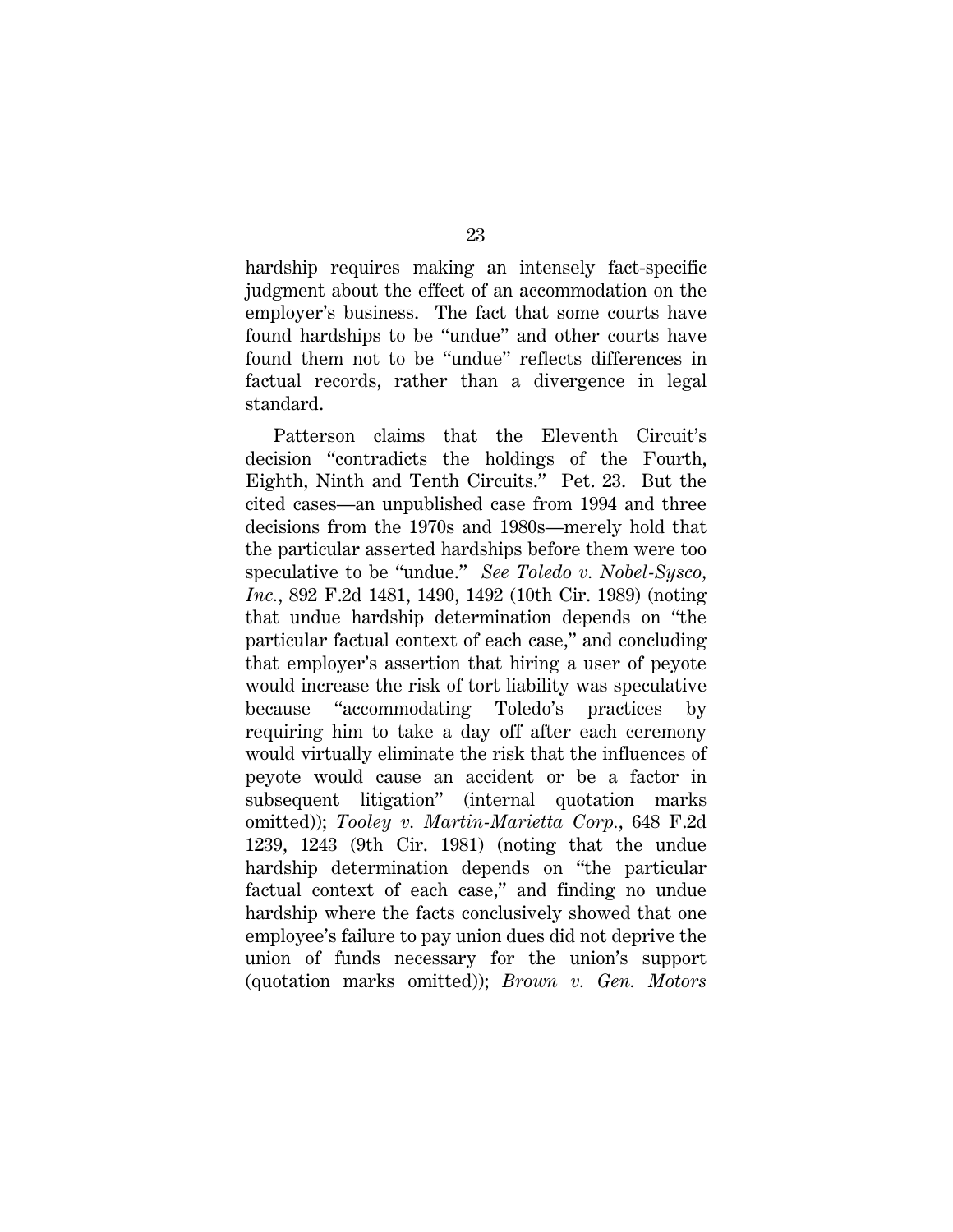hardship requires making an intensely fact-specific judgment about the effect of an accommodation on the employer's business. The fact that some courts have found hardships to be "undue" and other courts have found them not to be "undue" reflects differences in factual records, rather than a divergence in legal standard.

Patterson claims that the Eleventh Circuit's decision "contradicts the holdings of the Fourth, Eighth, Ninth and Tenth Circuits." Pet. 23. But the cited cases—an unpublished case from 1994 and three decisions from the 1970s and 1980s—merely hold that the particular asserted hardships before them were too speculative to be "undue." *See Toledo v. Nobel-Sysco, Inc.*, 892 F.2d 1481, 1490, 1492 (10th Cir. 1989) (noting that undue hardship determination depends on "the particular factual context of each case," and concluding that employer's assertion that hiring a user of peyote would increase the risk of tort liability was speculative because "accommodating Toledo's practices by requiring him to take a day off after each ceremony would virtually eliminate the risk that the influences of peyote would cause an accident or be a factor in subsequent litigation" (internal quotation marks omitted)); *Tooley v. Martin-Marietta Corp.*, 648 F.2d 1239, 1243 (9th Cir. 1981) (noting that the undue hardship determination depends on "the particular factual context of each case," and finding no undue hardship where the facts conclusively showed that one employee's failure to pay union dues did not deprive the union of funds necessary for the union's support (quotation marks omitted)); *Brown v. Gen. Motors*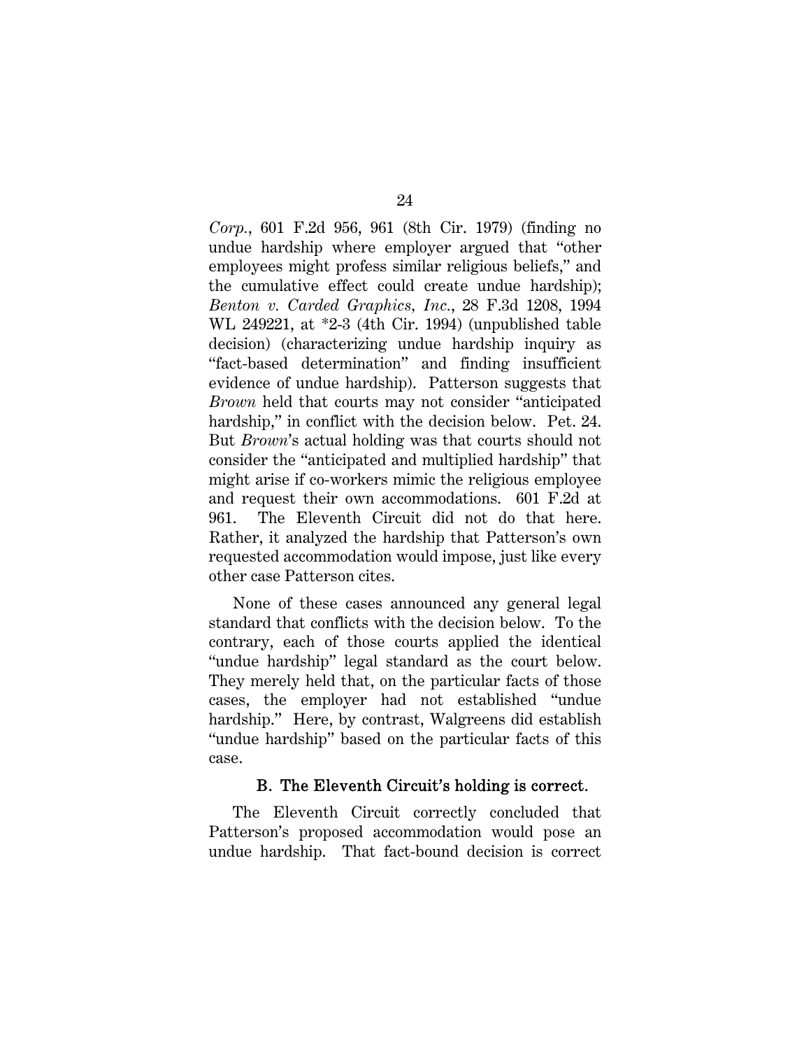*Corp.*, 601 F.2d 956, 961 (8th Cir. 1979) (finding no undue hardship where employer argued that "other employees might profess similar religious beliefs," and the cumulative effect could create undue hardship); *Benton v. Carded Graphics, Inc.*, 28 F.3d 1208, 1994 WL 249221, at *2-3 (4th Cir. 1994) (unpublished table decision) (characterizing undue hardship inquiry as "fact-based determination" and finding insufficient evidence of undue hardship). Patterson suggests that *Brown* held that courts may not consider "anticipated hardship," in conflict with the decision below. Pet. 24. But *Brown*'s actual holding was that courts should not consider the "anticipated and multiplied hardship" that might arise if co-workers mimic the religious employee and request their own accommodations. 601 F.2d at 961. The Eleventh Circuit did not do that here. Rather, it analyzed the hardship that Patterson's own requested accommodation would impose, just like every other case Patterson cites.

None of these cases announced any general legal standard that conflicts with the decision below. To the contrary, each of those courts applied the identical "undue hardship" legal standard as the court below. They merely held that, on the particular facts of those cases, the employer had not established "undue hardship." Here, by contrast, Walgreens did establish "undue hardship" based on the particular facts of this case.

### B. The Eleventh Circuit's holding is correct.

The Eleventh Circuit correctly concluded that Patterson's proposed accommodation would pose an undue hardship. That fact-bound decision is correct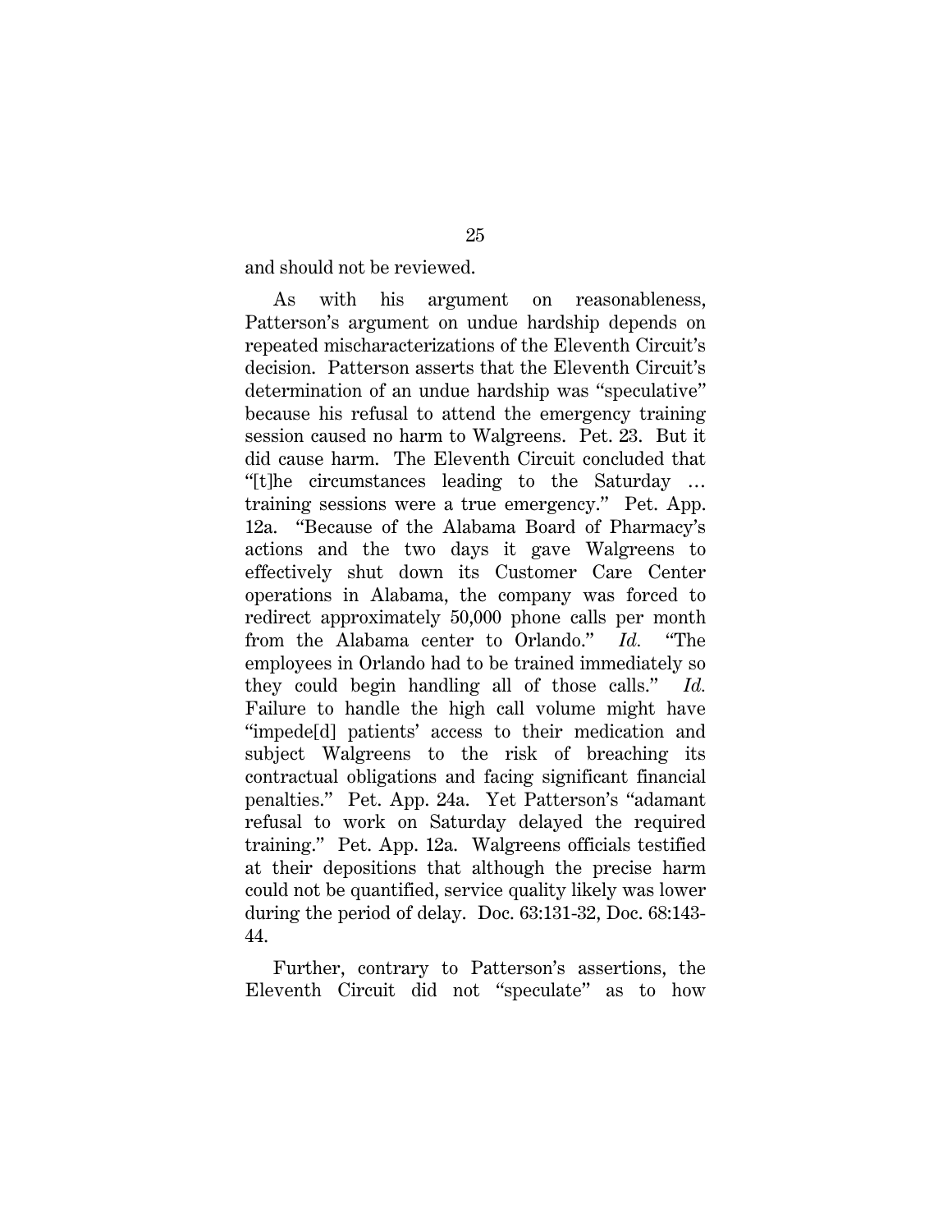and should not be reviewed.

As with his argument on reasonableness, Patterson's argument on undue hardship depends on repeated mischaracterizations of the Eleventh Circuit's decision. Patterson asserts that the Eleventh Circuit's determination of an undue hardship was "speculative" because his refusal to attend the emergency training session caused no harm to Walgreens. Pet. 23. But it did cause harm. The Eleventh Circuit concluded that "[t]he circumstances leading to the Saturday … training sessions were a true emergency." Pet. App. 12a. "Because of the Alabama Board of Pharmacy's actions and the two days it gave Walgreens to effectively shut down its Customer Care Center operations in Alabama, the company was forced to redirect approximately 50,000 phone calls per month from the Alabama center to Orlando." *Id.* "The employees in Orlando had to be trained immediately so they could begin handling all of those calls." *Id.* Failure to handle the high call volume might have "impede[d] patients' access to their medication and subject Walgreens to the risk of breaching its contractual obligations and facing significant financial penalties." Pet. App. 24a. Yet Patterson's "adamant refusal to work on Saturday delayed the required training." Pet. App. 12a. Walgreens officials testified at their depositions that although the precise harm could not be quantified, service quality likely was lower during the period of delay. Doc. 63:131-32, Doc. 68:143-44.

Further, contrary to Patterson's assertions, the Eleventh Circuit did not "speculate" as to how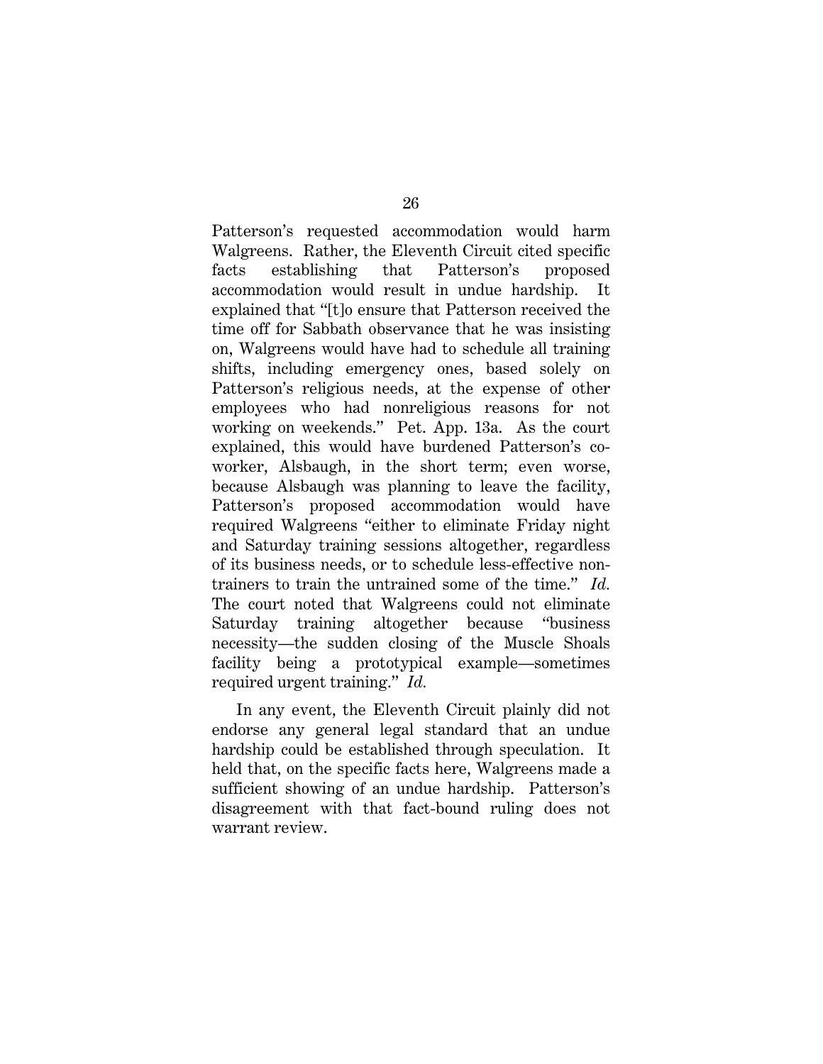Patterson's requested accommodation would harm Walgreens. Rather, the Eleventh Circuit cited specific facts establishing that Patterson's proposed accommodation would result in undue hardship. It explained that "[t]o ensure that Patterson received the time off for Sabbath observance that he was insisting on, Walgreens would have had to schedule all training shifts, including emergency ones, based solely on Patterson's religious needs, at the expense of other employees who had nonreligious reasons for not working on weekends." Pet. App. 13a. As the court explained, this would have burdened Patterson's co-worker, Alsbaugh, in the short term; even worse, because Alsbaugh was planning to leave the facility, Patterson's proposed accommodation would have required Walgreens "either to eliminate Friday night and Saturday training sessions altogether, regardless of its business needs, or to schedule less-effective non-trainers to train the untrained some of the time." *Id.* The court noted that Walgreens could not eliminate Saturday training altogether because "business necessity—the sudden closing of the Muscle Shoals facility being a prototypical example—sometimes required urgent training." *Id.*

In any event, the Eleventh Circuit plainly did not endorse any general legal standard that an undue hardship could be established through speculation. It held that, on the specific facts here, Walgreens made a sufficient showing of an undue hardship. Patterson's disagreement with that fact-bound ruling does not warrant review.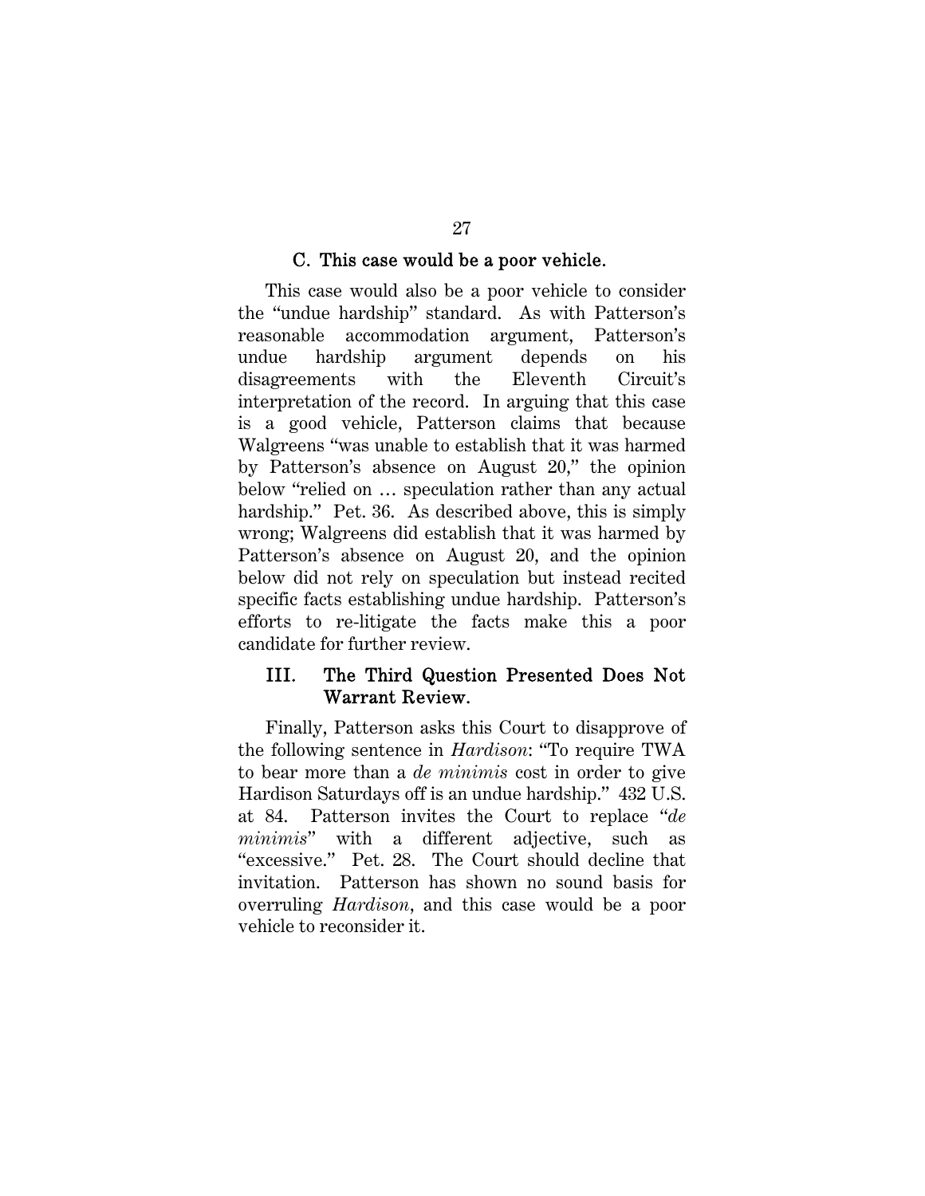### C. This case would be a poor vehicle.

This case would also be a poor vehicle to consider the "undue hardship" standard. As with Patterson's reasonable accommodation argument, Patterson's undue hardship argument depends on his disagreements with the Eleventh Circuit's interpretation of the record. In arguing that this case is a good vehicle, Patterson claims that because Walgreens "was unable to establish that it was harmed by Patterson's absence on August 20," the opinion below "relied on … speculation rather than any actual hardship." Pet. 36. As described above, this is simply wrong; Walgreens did establish that it was harmed by Patterson's absence on August 20, and the opinion below did not rely on speculation but instead recited specific facts establishing undue hardship. Patterson's efforts to re-litigate the facts make this a poor candidate for further review.

## III. The Third Question Presented Does Not Warrant Review.

Finally, Patterson asks this Court to disapprove of the following sentence in *Hardison*: "To require TWA to bear more than a *de minimis* cost in order to give Hardison Saturdays off is an undue hardship." 432 U.S. at 84. Patterson invites the Court to replace "*de minimis*" with a different adjective, such as "excessive." Pet. 28. The Court should decline that invitation. Patterson has shown no sound basis for overruling *Hardison*, and this case would be a poor vehicle to reconsider it.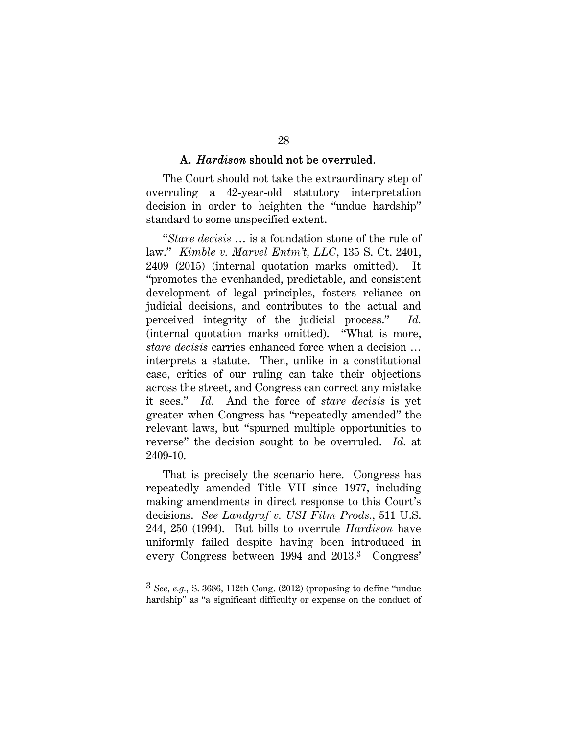### A. *Hardison* should not be overruled.

The Court should not take the extraordinary step of overruling a 42-year-old statutory interpretation decision in order to heighten the "undue hardship" standard to some unspecified extent.

"*Stare decisis* … is a foundation stone of the rule of law." *Kimble v. Marvel Entm't, LLC*, 135 S. Ct. 2401, 2409 (2015) (internal quotation marks omitted). It "promotes the evenhanded, predictable, and consistent development of legal principles, fosters reliance on judicial decisions, and contributes to the actual and perceived integrity of the judicial process." *Id.* (internal quotation marks omitted). "What is more, *stare decisis* carries enhanced force when a decision … interprets a statute. Then, unlike in a constitutional case, critics of our ruling can take their objections across the street, and Congress can correct any mistake it sees." *Id.* And the force of *stare decisis* is yet greater when Congress has "repeatedly amended" the relevant laws, but "spurned multiple opportunities to reverse" the decision sought to be overruled. *Id.* at 2409-10.

That is precisely the scenario here. Congress has repeatedly amended Title VII since 1977, including making amendments in direct response to this Court's decisions. *See Landgraf v. USI Film Prods.*, 511 U.S. 244, 250 (1994). But bills to overrule *Hardison* have uniformly failed despite having been introduced in every Congress between 1994 and 2013.[3] Congress'

---

[3] *See, e.g.*, S. 3686, 112th Cong. (2012) (proposing to define "undue hardship" as "a significant difficulty or expense on the conduct of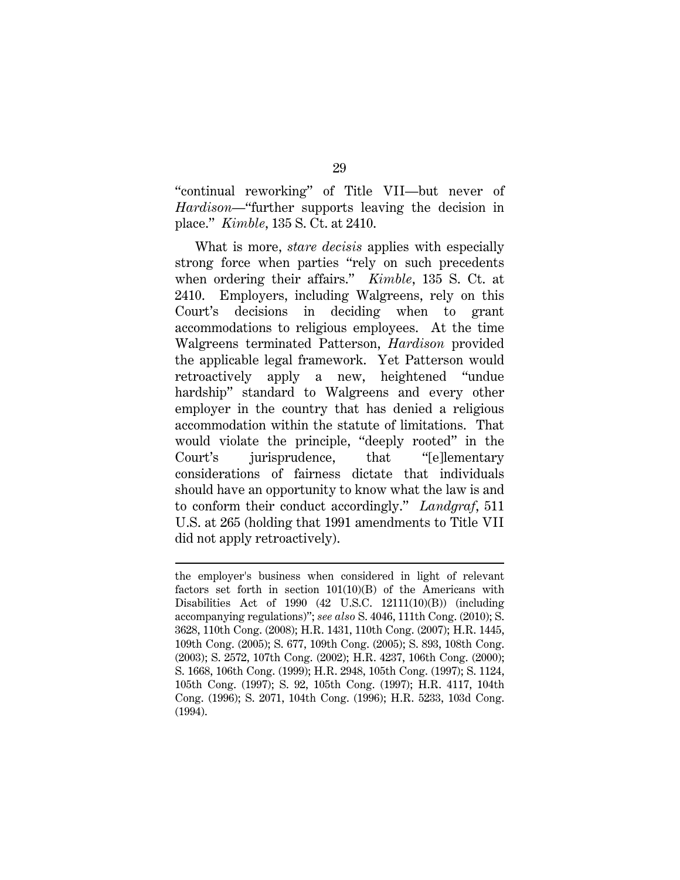"continual reworking" of Title VII—but never of *Hardison*—"further supports leaving the decision in place." *Kimble*, 135 S. Ct. at 2410.

What is more, *stare decisis* applies with especially strong force when parties "rely on such precedents when ordering their affairs." *Kimble*, 135 S. Ct. at 2410. Employers, including Walgreens, rely on this Court's decisions in deciding when to grant accommodations to religious employees. At the time Walgreens terminated Patterson, *Hardison* provided the applicable legal framework. Yet Patterson would retroactively apply a new, heightened "undue hardship" standard to Walgreens and every other employer in the country that has denied a religious accommodation within the statute of limitations. That would violate the principle, "deeply rooted" in the Court's jurisprudence, that "[e]lementary considerations of fairness dictate that individuals should have an opportunity to know what the law is and to conform their conduct accordingly." *Landgraf*, 511 U.S. at 265 (holding that 1991 amendments to Title VII did not apply retroactively).

---

the employer's business when considered in light of relevant factors set forth in section 101(10)(B) of the Americans with Disabilities Act of 1990 (42 U.S.C. 12111(10)(B)) (including accompanying regulations)"; *see also* S. 4046, 111th Cong. (2010); S. 3628, 110th Cong. (2008); H.R. 1431, 110th Cong. (2007); H.R. 1445, 109th Cong. (2005); S. 677, 109th Cong. (2005); S. 893, 108th Cong. (2003); S. 2572, 107th Cong. (2002); H.R. 4237, 106th Cong. (2000); S. 1668, 106th Cong. (1999); H.R. 2948, 105th Cong. (1997); S. 1124, 105th Cong. (1997); S. 92, 105th Cong. (1997); H.R. 4117, 104th Cong. (1996); S. 2071, 104th Cong. (1996); H.R. 5233, 103d Cong. (1994).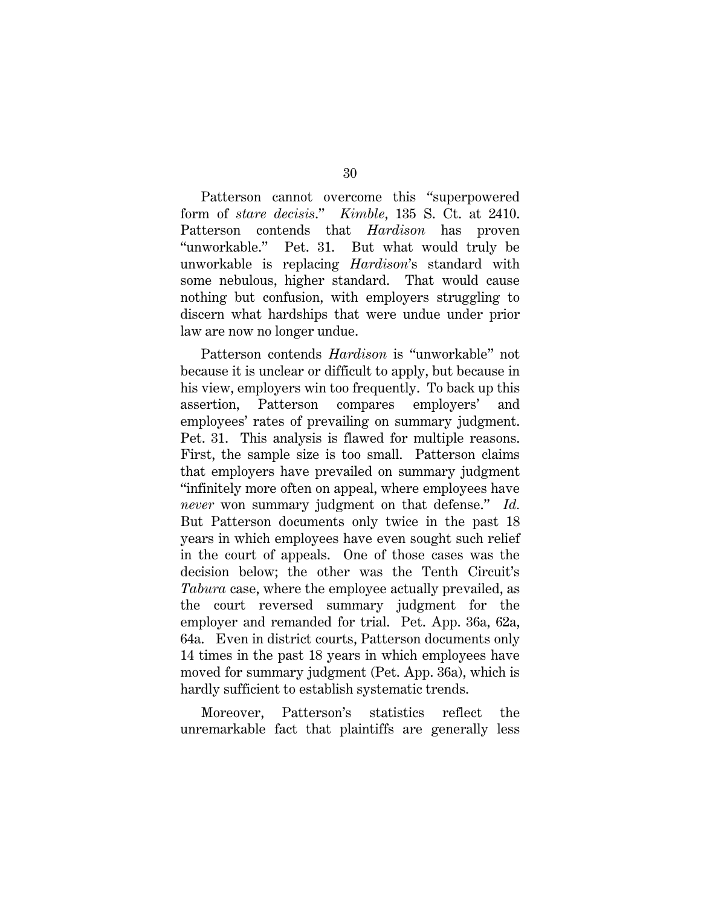Patterson cannot overcome this "superpowered form of *stare decisis*." *Kimble*, 135 S. Ct. at 2410. Patterson contends that *Hardison* has proven "unworkable." Pet. 31. But what would truly be unworkable is replacing *Hardison*'s standard with some nebulous, higher standard. That would cause nothing but confusion, with employers struggling to discern what hardships that were undue under prior law are now no longer undue.

Patterson contends *Hardison* is "unworkable" not because it is unclear or difficult to apply, but because in his view, employers win too frequently. To back up this assertion, Patterson compares employers' and employees' rates of prevailing on summary judgment. Pet. 31. This analysis is flawed for multiple reasons. First, the sample size is too small. Patterson claims that employers have prevailed on summary judgment "infinitely more often on appeal, where employees have *never* won summary judgment on that defense." *Id.* But Patterson documents only twice in the past 18 years in which employees have even sought such relief in the court of appeals. One of those cases was the decision below; the other was the Tenth Circuit's *Tabura* case, where the employee actually prevailed, as the court reversed summary judgment for the employer and remanded for trial. Pet. App. 36a, 62a, 64a. Even in district courts, Patterson documents only 14 times in the past 18 years in which employees have moved for summary judgment (Pet. App. 36a), which is hardly sufficient to establish systematic trends.

Moreover, Patterson's statistics reflect the unremarkable fact that plaintiffs are generally less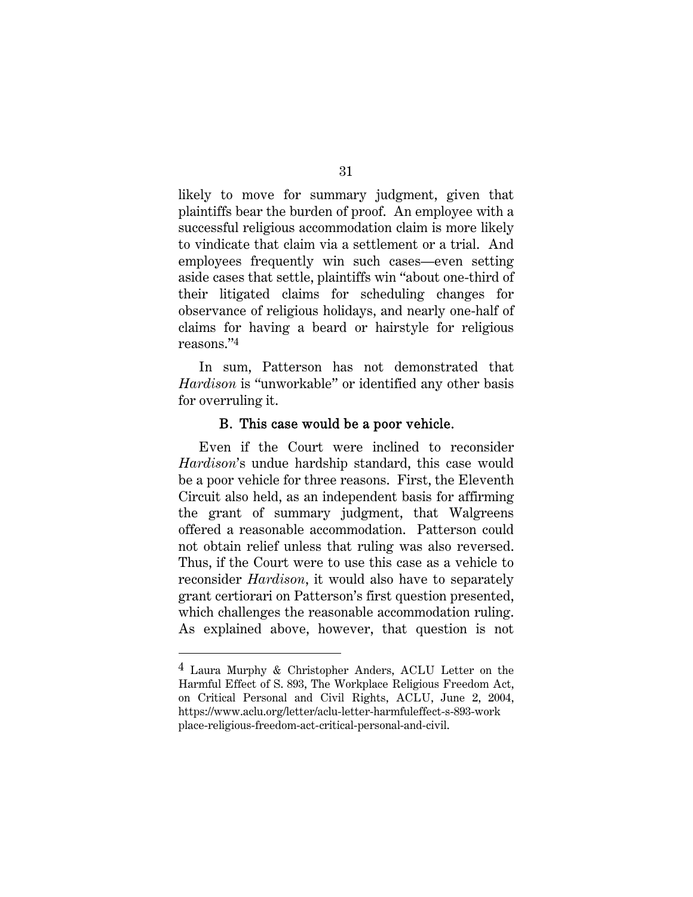likely to move for summary judgment, given that plaintiffs bear the burden of proof. An employee with a successful religious accommodation claim is more likely to vindicate that claim via a settlement or a trial. And employees frequently win such cases—even setting aside cases that settle, plaintiffs win "about one-third of their litigated claims for scheduling changes for observance of religious holidays, and nearly one-half of claims for having a beard or hairstyle for religious reasons."[4]

In sum, Patterson has not demonstrated that *Hardison* is "unworkable" or identified any other basis for overruling it.

### B. This case would be a poor vehicle.

Even if the Court were inclined to reconsider *Hardison*'s undue hardship standard, this case would be a poor vehicle for three reasons. First, the Eleventh Circuit also held, as an independent basis for affirming the grant of summary judgment, that Walgreens offered a reasonable accommodation. Patterson could not obtain relief unless that ruling was also reversed. Thus, if the Court were to use this case as a vehicle to reconsider *Hardison*, it would also have to separately grant certiorari on Patterson's first question presented, which challenges the reasonable accommodation ruling. As explained above, however, that question is not

---

[4] Laura Murphy & Christopher Anders, ACLU Letter on the Harmful Effect of S. 893, The Workplace Religious Freedom Act, on Critical Personal and Civil Rights, ACLU, June 2, 2004, https://www.aclu.org/letter/aclu-letter-harmfuleffect-s-893-workplace-religious-freedom-act-critical-personal-and-civil.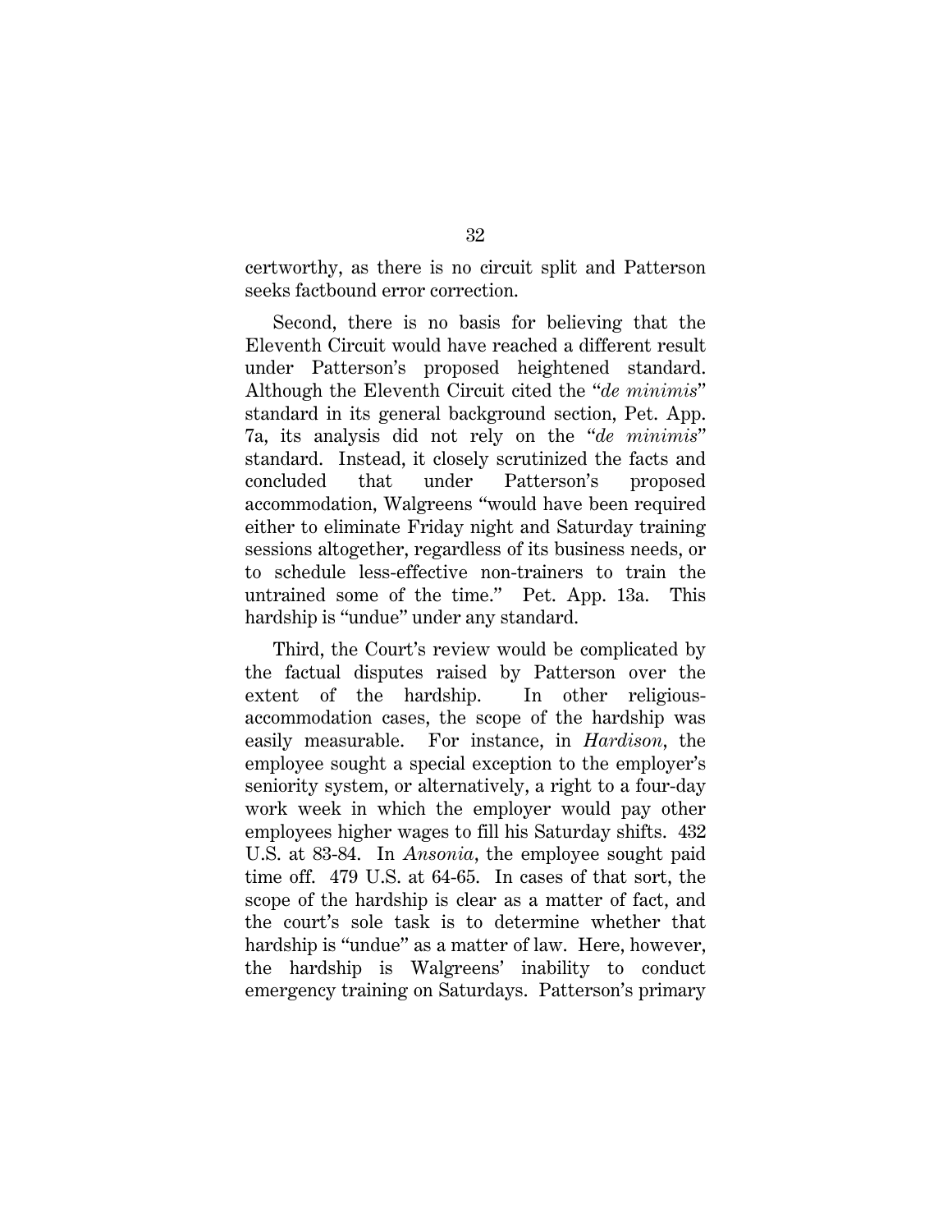certworthy, as there is no circuit split and Patterson seeks factbound error correction.

Second, there is no basis for believing that the Eleventh Circuit would have reached a different result under Patterson's proposed heightened standard. Although the Eleventh Circuit cited the "*de minimis*" standard in its general background section, Pet. App. 7a, its analysis did not rely on the "*de minimis*" standard. Instead, it closely scrutinized the facts and concluded that under Patterson's proposed accommodation, Walgreens "would have been required either to eliminate Friday night and Saturday training sessions altogether, regardless of its business needs, or to schedule less-effective non-trainers to train the untrained some of the time." Pet. App. 13a. This hardship is "undue" under any standard.

Third, the Court's review would be complicated by the factual disputes raised by Patterson over the extent of the hardship. In other religious-accommodation cases, the scope of the hardship was easily measurable. For instance, in *Hardison*, the employee sought a special exception to the employer's seniority system, or alternatively, a right to a four-day work week in which the employer would pay other employees higher wages to fill his Saturday shifts. 432 U.S. at 83-84. In *Ansonia*, the employee sought paid time off. 479 U.S. at 64-65. In cases of that sort, the scope of the hardship is clear as a matter of fact, and the court's sole task is to determine whether that hardship is "undue" as a matter of law. Here, however, the hardship is Walgreens' inability to conduct emergency training on Saturdays. Patterson's primary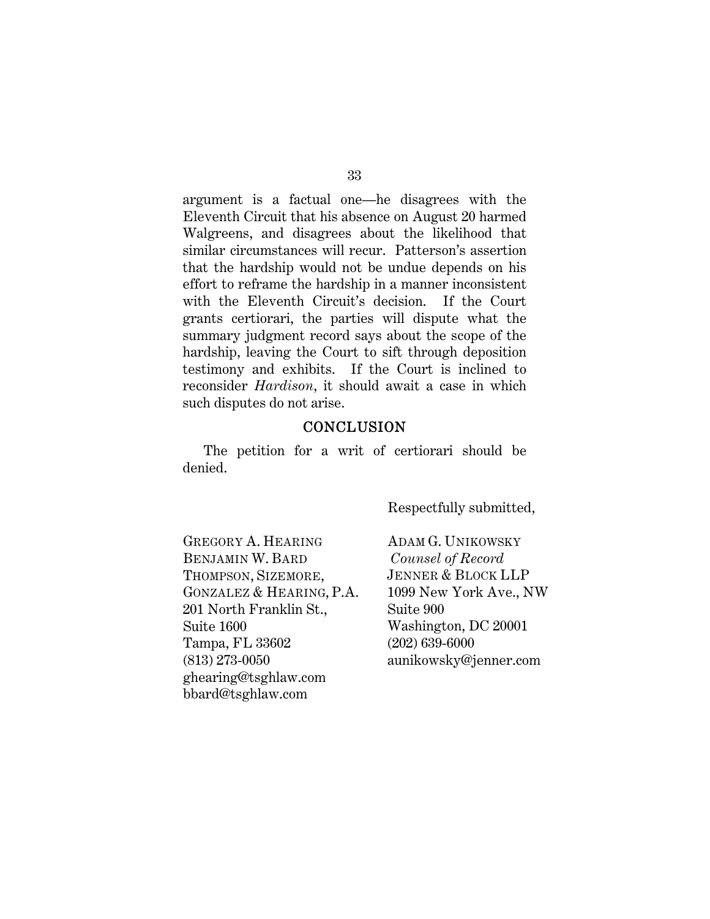argument is a factual one—he disagrees with the Eleventh Circuit that his absence on August 20 harmed Walgreens, and disagrees about the likelihood that similar circumstances will recur. Patterson's assertion that the hardship would not be undue depends on his effort to reframe the hardship in a manner inconsistent with the Eleventh Circuit's decision. If the Court grants certiorari, the parties will dispute what the summary judgment record says about the scope of the hardship, leaving the Court to sift through deposition testimony and exhibits. If the Court is inclined to reconsider *Hardison*, it should await a case in which such disputes do not arise.

## CONCLUSION

The petition for a writ of certiorari should be denied.

Respectfully submitted,

GREGORY A. HEARING
BENJAMIN W. BARD
THOMPSON, SIZEMORE,
GONZALEZ & HEARING, P.A.
201 North Franklin St.,
Suite 1600
Tampa, FL 33602
(813) 273-0050
ghearing@tsghlaw.com
bbard@tsghlaw.com

ADAM G. UNIKOWSKY
*Counsel of Record*
JENNER & BLOCK LLP
1099 New York Ave., NW
Suite 900
Washington, DC 20001
(202) 639-6000
aunikowsky@jenner.com